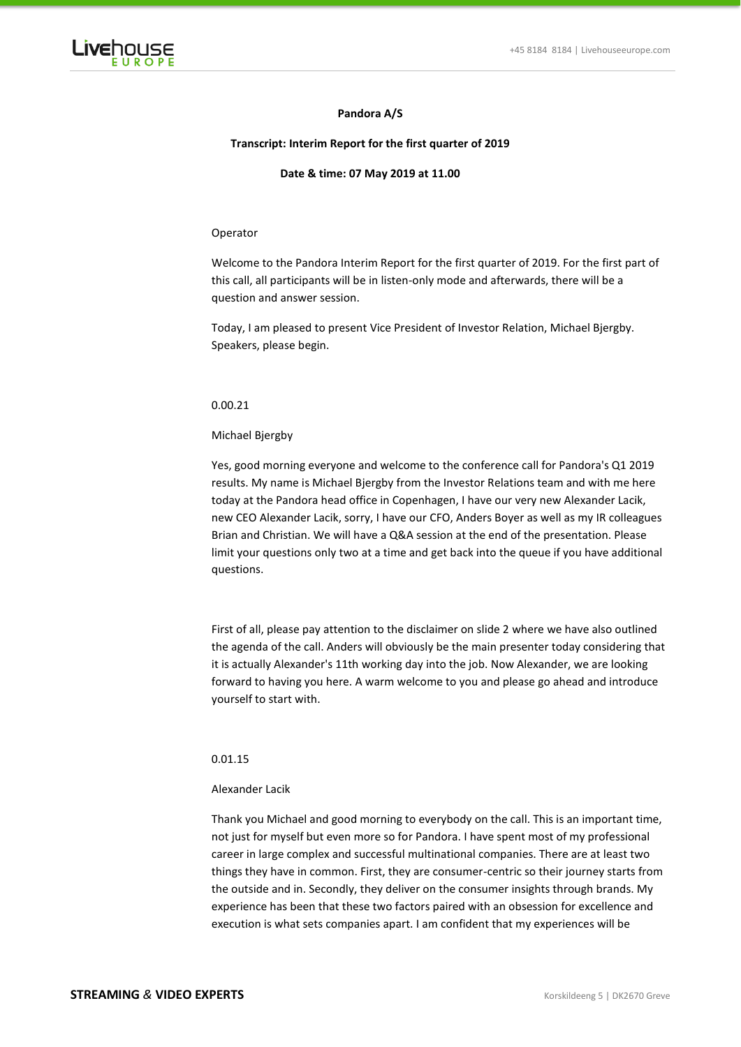**Pandora A/S**

**Transcript: Interim Report for the first quarter of 2019**

**Date & time: 07 May 2019 at 11.00**

Operator

Welcome to the Pandora Interim Report for the first quarter of 2019. For the first part of this call, all participants will be in listen-only mode and afterwards, there will be a question and answer session.

Today, I am pleased to present Vice President of Investor Relation, Michael Bjergby. Speakers, please begin.

0.00.21

Michael Bjergby

Yes, good morning everyone and welcome to the conference call for Pandora's Q1 2019 results. My name is Michael Bjergby from the Investor Relations team and with me here today at the Pandora head office in Copenhagen, I have our very new Alexander Lacik, new CEO Alexander Lacik, sorry, I have our CFO, Anders Boyer as well as my IR colleagues Brian and Christian. We will have a Q&A session at the end of the presentation. Please limit your questions only two at a time and get back into the queue if you have additional questions.

First of all, please pay attention to the disclaimer on slide 2 where we have also outlined the agenda of the call. Anders will obviously be the main presenter today considering that it is actually Alexander's 11th working day into the job. Now Alexander, we are looking forward to having you here. A warm welcome to you and please go ahead and introduce yourself to start with.

0.01.15

Alexander Lacik

Thank you Michael and good morning to everybody on the call. This is an important time, not just for myself but even more so for Pandora. I have spent most of my professional career in large complex and successful multinational companies. There are at least two things they have in common. First, they are consumer-centric so their journey starts from the outside and in. Secondly, they deliver on the consumer insights through brands. My experience has been that these two factors paired with an obsession for excellence and execution is what sets companies apart. I am confident that my experiences will be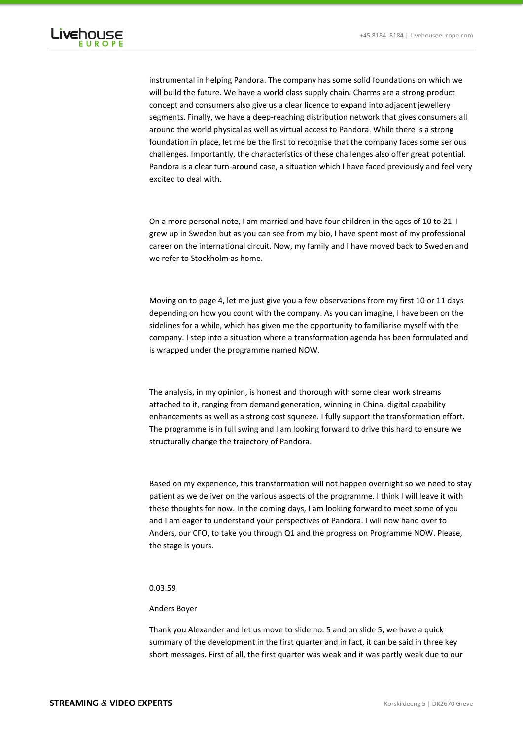instrumental in helping Pandora. The company has some solid foundations on which we will build the future. We have a world class supply chain. Charms are a strong product concept and consumers also give us a clear licence to expand into adjacent jewellery segments. Finally, we have a deep-reaching distribution network that gives consumers all around the world physical as well as virtual access to Pandora. While there is a strong foundation in place, let me be the first to recognise that the company faces some serious challenges. Importantly, the characteristics of these challenges also offer great potential. Pandora is a clear turn-around case, a situation which I have faced previously and feel very excited to deal with.

On a more personal note, I am married and have four children in the ages of 10 to 21. I grew up in Sweden but as you can see from my bio, I have spent most of my professional career on the international circuit. Now, my family and I have moved back to Sweden and we refer to Stockholm as home.

Moving on to page 4, let me just give you a few observations from my first 10 or 11 days depending on how you count with the company. As you can imagine, I have been on the sidelines for a while, which has given me the opportunity to familiarise myself with the company. I step into a situation where a transformation agenda has been formulated and is wrapped under the programme named NOW.

The analysis, in my opinion, is honest and thorough with some clear work streams attached to it, ranging from demand generation, winning in China, digital capability enhancements as well as a strong cost squeeze. I fully support the transformation effort. The programme is in full swing and I am looking forward to drive this hard to ensure we structurally change the trajectory of Pandora.

Based on my experience, this transformation will not happen overnight so we need to stay patient as we deliver on the various aspects of the programme. I think I will leave it with these thoughts for now. In the coming days, I am looking forward to meet some of you and I am eager to understand your perspectives of Pandora. I will now hand over to Anders, our CFO, to take you through Q1 and the progress on Programme NOW. Please, the stage is yours.

0.03.59

Anders Boyer

Thank you Alexander and let us move to slide no. 5 and on slide 5, we have a quick summary of the development in the first quarter and in fact, it can be said in three key short messages. First of all, the first quarter was weak and it was partly weak due to our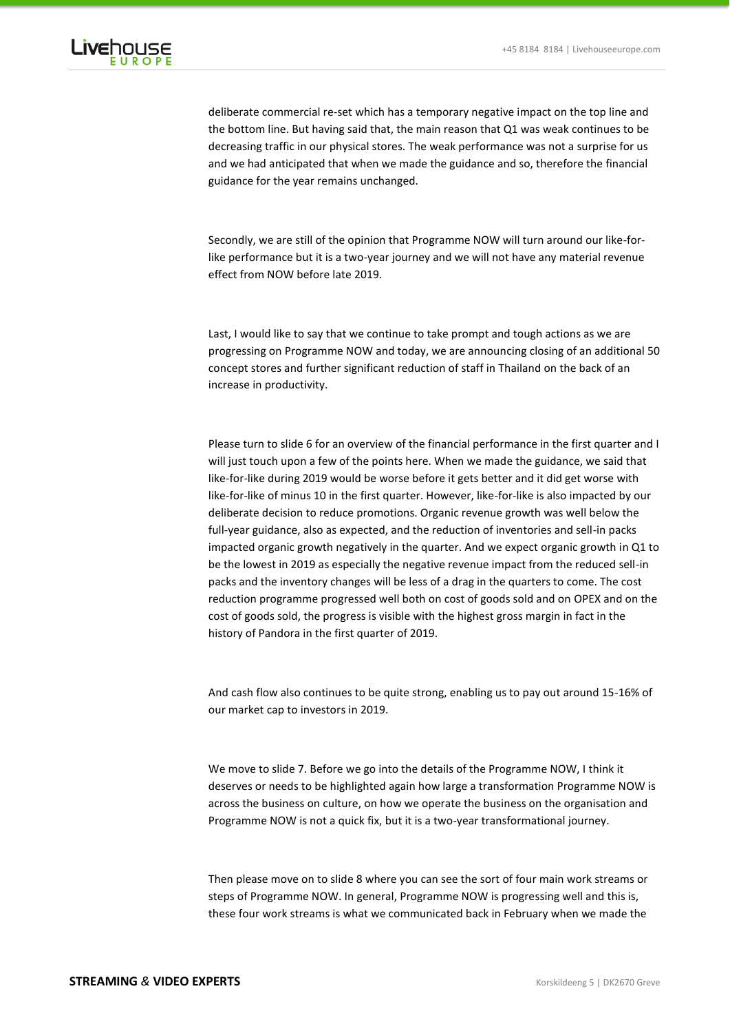deliberate commercial re-set which has a temporary negative impact on the top line and the bottom line. But having said that, the main reason that Q1 was weak continues to be decreasing traffic in our physical stores. The weak performance was not a surprise for us and we had anticipated that when we made the guidance and so, therefore the financial guidance for the year remains unchanged.

Secondly, we are still of the opinion that Programme NOW will turn around our like-for-like performance but it is a two-year journey and we will not have any material revenue effect from NOW before late 2019.

Last, I would like to say that we continue to take prompt and tough actions as we are progressing on Programme NOW and today, we are announcing closing of an additional 50 concept stores and further significant reduction of staff in Thailand on the back of an increase in productivity.

Please turn to slide 6 for an overview of the financial performance in the first quarter and I will just touch upon a few of the points here. When we made the guidance, we said that like-for-like during 2019 would be worse before it gets better and it did get worse with like-for-like of minus 10 in the first quarter. However, like-for-like is also impacted by our deliberate decision to reduce promotions. Organic revenue growth was well below the full-year guidance, also as expected, and the reduction of inventories and sell-in packs impacted organic growth negatively in the quarter. And we expect organic growth in Q1 to be the lowest in 2019 as especially the negative revenue impact from the reduced sell-in packs and the inventory changes will be less of a drag in the quarters to come. The cost reduction programme progressed well both on cost of goods sold and on OPEX and on the cost of goods sold, the progress is visible with the highest gross margin in fact in the history of Pandora in the first quarter of 2019.

And cash flow also continues to be quite strong, enabling us to pay out around 15-16% of our market cap to investors in 2019.

We move to slide 7. Before we go into the details of the Programme NOW, I think it deserves or needs to be highlighted again how large a transformation Programme NOW is across the business on culture, on how we operate the business on the organisation and Programme NOW is not a quick fix, but it is a two-year transformational journey.

Then please move on to slide 8 where you can see the sort of four main work streams or steps of Programme NOW. In general, Programme NOW is progressing well and this is, these four work streams is what we communicated back in February when we made the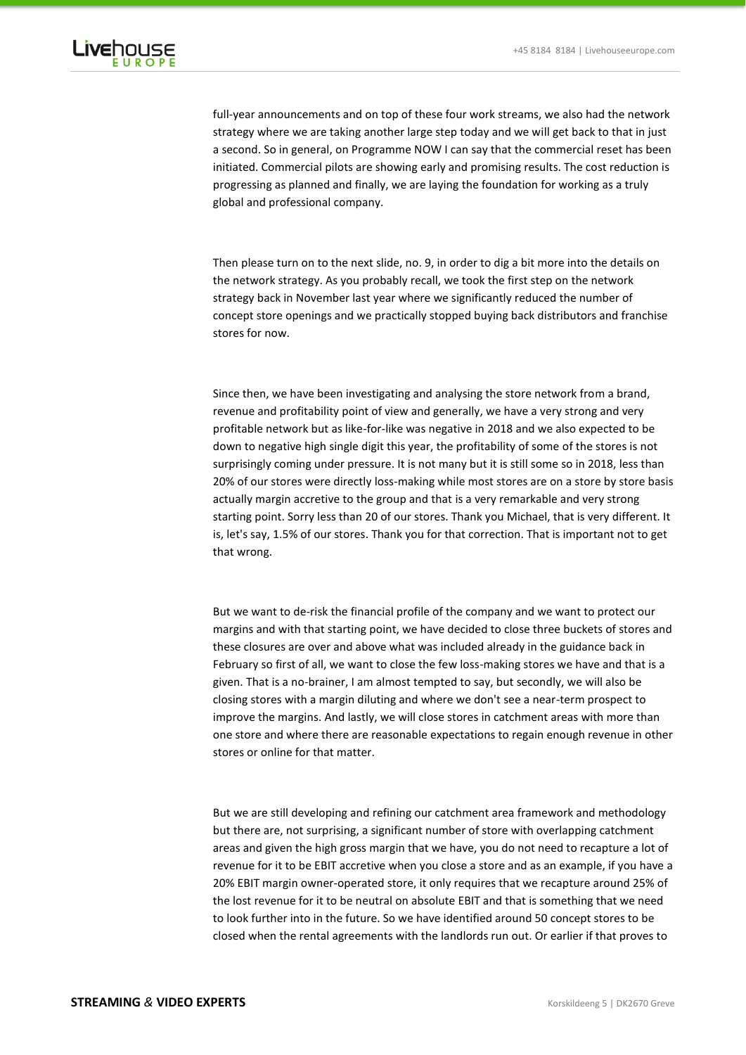full-year announcements and on top of these four work streams, we also had the network strategy where we are taking another large step today and we will get back to that in just a second. So in general, on Programme NOW I can say that the commercial reset has been initiated. Commercial pilots are showing early and promising results. The cost reduction is progressing as planned and finally, we are laying the foundation for working as a truly global and professional company.

Then please turn on to the next slide, no. 9, in order to dig a bit more into the details on the network strategy. As you probably recall, we took the first step on the network strategy back in November last year where we significantly reduced the number of concept store openings and we practically stopped buying back distributors and franchise stores for now.

Since then, we have been investigating and analysing the store network from a brand, revenue and profitability point of view and generally, we have a very strong and very profitable network but as like-for-like was negative in 2018 and we also expected to be down to negative high single digit this year, the profitability of some of the stores is not surprisingly coming under pressure. It is not many but it is still some so in 2018, less than 20% of our stores were directly loss-making while most stores are on a store by store basis actually margin accretive to the group and that is a very remarkable and very strong starting point. Sorry less than 20 of our stores. Thank you Michael, that is very different. It is, let's say, 1.5% of our stores. Thank you for that correction. That is important not to get that wrong.

But we want to de-risk the financial profile of the company and we want to protect our margins and with that starting point, we have decided to close three buckets of stores and these closures are over and above what was included already in the guidance back in February so first of all, we want to close the few loss-making stores we have and that is a given. That is a no-brainer, I am almost tempted to say, but secondly, we will also be closing stores with a margin diluting and where we don't see a near-term prospect to improve the margins. And lastly, we will close stores in catchment areas with more than one store and where there are reasonable expectations to regain enough revenue in other stores or online for that matter.

But we are still developing and refining our catchment area framework and methodology but there are, not surprising, a significant number of store with overlapping catchment areas and given the high gross margin that we have, you do not need to recapture a lot of revenue for it to be EBIT accretive when you close a store and as an example, if you have a 20% EBIT margin owner-operated store, it only requires that we recapture around 25% of the lost revenue for it to be neutral on absolute EBIT and that is something that we need to look further into in the future. So we have identified around 50 concept stores to be closed when the rental agreements with the landlords run out. Or earlier if that proves to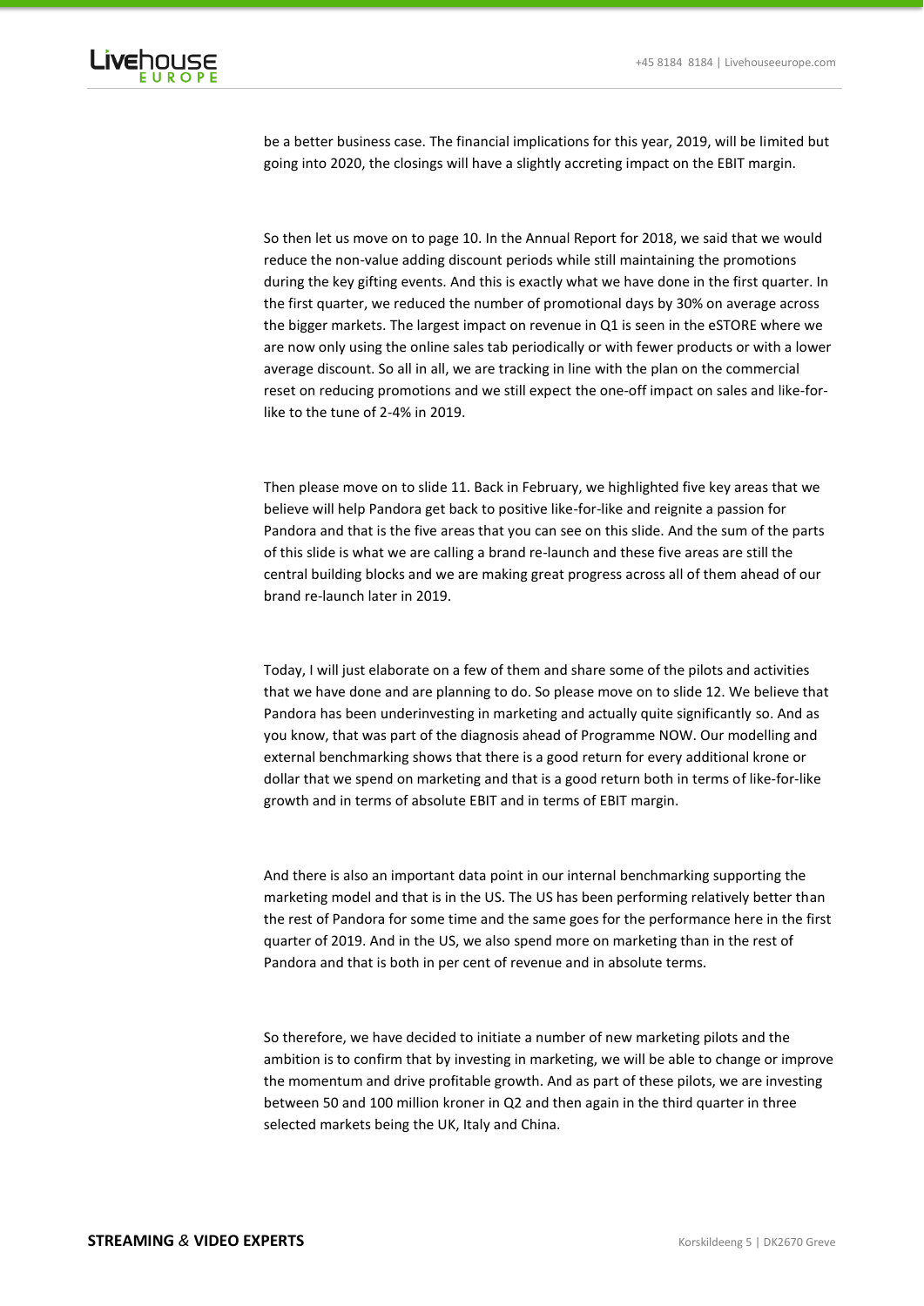be a better business case. The financial implications for this year, 2019, will be limited but going into 2020, the closings will have a slightly accreting impact on the EBIT margin.

So then let us move on to page 10. In the Annual Report for 2018, we said that we would reduce the non-value adding discount periods while still maintaining the promotions during the key gifting events. And this is exactly what we have done in the first quarter. In the first quarter, we reduced the number of promotional days by 30% on average across the bigger markets. The largest impact on revenue in Q1 is seen in the eSTORE where we are now only using the online sales tab periodically or with fewer products or with a lower average discount. So all in all, we are tracking in line with the plan on the commercial reset on reducing promotions and we still expect the one-off impact on sales and like-for-like to the tune of 2-4% in 2019.

Then please move on to slide 11. Back in February, we highlighted five key areas that we believe will help Pandora get back to positive like-for-like and reignite a passion for Pandora and that is the five areas that you can see on this slide. And the sum of the parts of this slide is what we are calling a brand re-launch and these five areas are still the central building blocks and we are making great progress across all of them ahead of our brand re-launch later in 2019.

Today, I will just elaborate on a few of them and share some of the pilots and activities that we have done and are planning to do. So please move on to slide 12. We believe that Pandora has been underinvesting in marketing and actually quite significantly so. And as you know, that was part of the diagnosis ahead of Programme NOW. Our modelling and external benchmarking shows that there is a good return for every additional krone or dollar that we spend on marketing and that is a good return both in terms of like-for-like growth and in terms of absolute EBIT and in terms of EBIT margin.

And there is also an important data point in our internal benchmarking supporting the marketing model and that is in the US. The US has been performing relatively better than the rest of Pandora for some time and the same goes for the performance here in the first quarter of 2019. And in the US, we also spend more on marketing than in the rest of Pandora and that is both in per cent of revenue and in absolute terms.

So therefore, we have decided to initiate a number of new marketing pilots and the ambition is to confirm that by investing in marketing, we will be able to change or improve the momentum and drive profitable growth. And as part of these pilots, we are investing between 50 and 100 million kroner in Q2 and then again in the third quarter in three selected markets being the UK, Italy and China.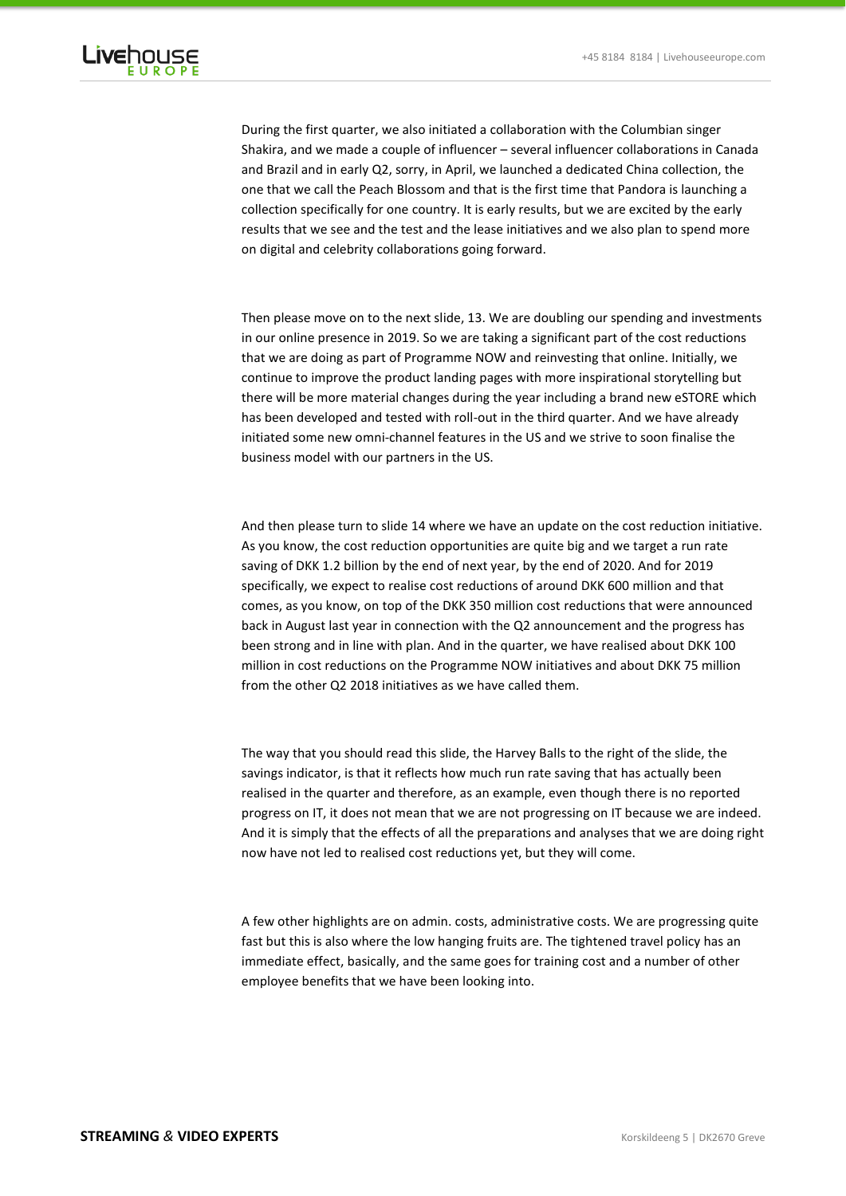During the first quarter, we also initiated a collaboration with the Columbian singer Shakira, and we made a couple of influencer – several influencer collaborations in Canada and Brazil and in early Q2, sorry, in April, we launched a dedicated China collection, the one that we call the Peach Blossom and that is the first time that Pandora is launching a collection specifically for one country. It is early results, but we are excited by the early results that we see and the test and the lease initiatives and we also plan to spend more on digital and celebrity collaborations going forward.

Then please move on to the next slide, 13. We are doubling our spending and investments in our online presence in 2019. So we are taking a significant part of the cost reductions that we are doing as part of Programme NOW and reinvesting that online. Initially, we continue to improve the product landing pages with more inspirational storytelling but there will be more material changes during the year including a brand new eSTORE which has been developed and tested with roll-out in the third quarter. And we have already initiated some new omni-channel features in the US and we strive to soon finalise the business model with our partners in the US.

And then please turn to slide 14 where we have an update on the cost reduction initiative. As you know, the cost reduction opportunities are quite big and we target a run rate saving of DKK 1.2 billion by the end of next year, by the end of 2020. And for 2019 specifically, we expect to realise cost reductions of around DKK 600 million and that comes, as you know, on top of the DKK 350 million cost reductions that were announced back in August last year in connection with the Q2 announcement and the progress has been strong and in line with plan. And in the quarter, we have realised about DKK 100 million in cost reductions on the Programme NOW initiatives and about DKK 75 million from the other Q2 2018 initiatives as we have called them.

The way that you should read this slide, the Harvey Balls to the right of the slide, the savings indicator, is that it reflects how much run rate saving that has actually been realised in the quarter and therefore, as an example, even though there is no reported progress on IT, it does not mean that we are not progressing on IT because we are indeed. And it is simply that the effects of all the preparations and analyses that we are doing right now have not led to realised cost reductions yet, but they will come.

A few other highlights are on admin. costs, administrative costs. We are progressing quite fast but this is also where the low hanging fruits are. The tightened travel policy has an immediate effect, basically, and the same goes for training cost and a number of other employee benefits that we have been looking into.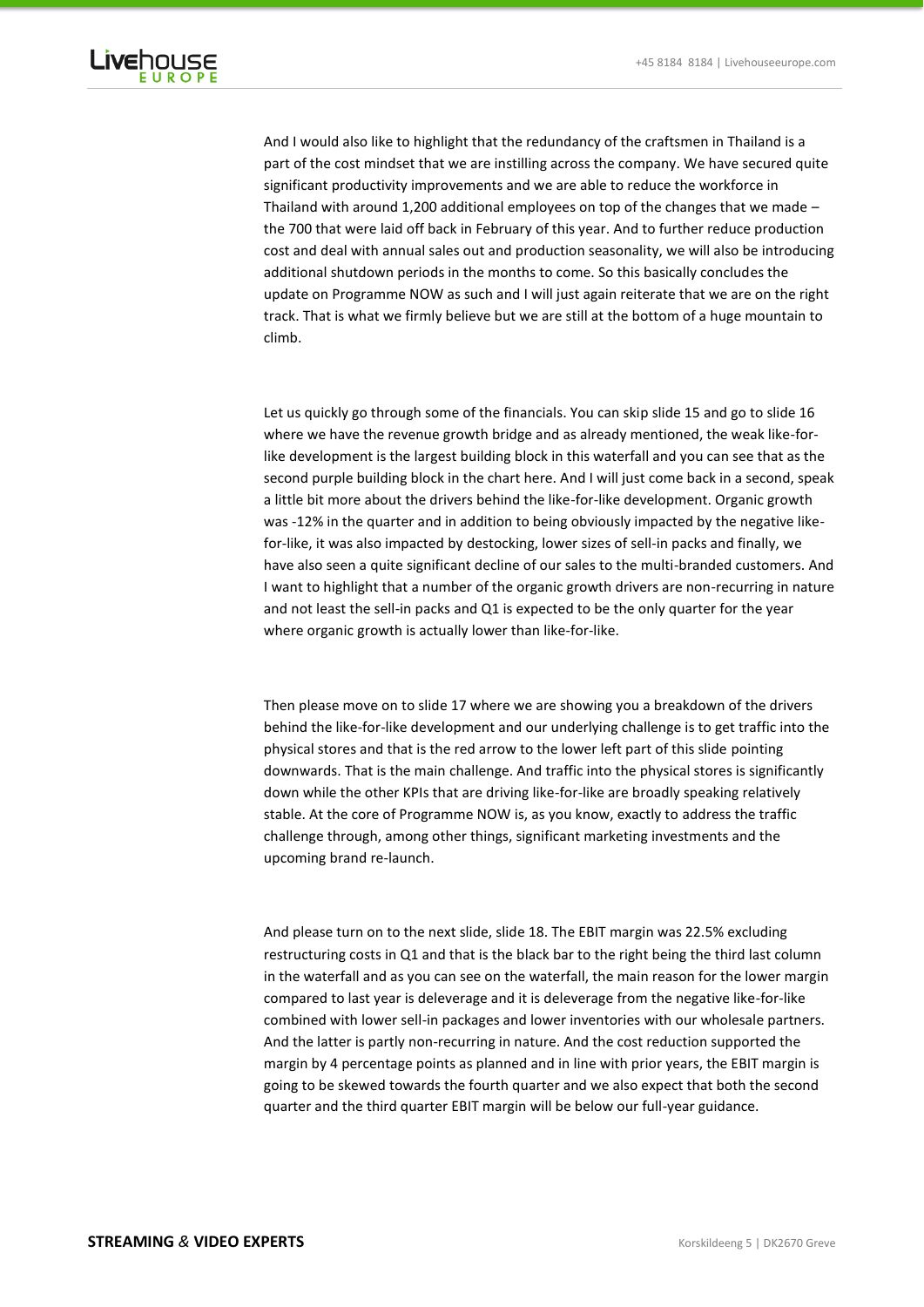And I would also like to highlight that the redundancy of the craftsmen in Thailand is a part of the cost mindset that we are instilling across the company. We have secured quite significant productivity improvements and we are able to reduce the workforce in Thailand with around 1,200 additional employees on top of the changes that we made – the 700 that were laid off back in February of this year. And to further reduce production cost and deal with annual sales out and production seasonality, we will also be introducing additional shutdown periods in the months to come. So this basically concludes the update on Programme NOW as such and I will just again reiterate that we are on the right track. That is what we firmly believe but we are still at the bottom of a huge mountain to climb.

Let us quickly go through some of the financials. You can skip slide 15 and go to slide 16 where we have the revenue growth bridge and as already mentioned, the weak like-for-like development is the largest building block in this waterfall and you can see that as the second purple building block in the chart here. And I will just come back in a second, speak a little bit more about the drivers behind the like-for-like development. Organic growth was -12% in the quarter and in addition to being obviously impacted by the negative like-for-like, it was also impacted by destocking, lower sizes of sell-in packs and finally, we have also seen a quite significant decline of our sales to the multi-branded customers. And I want to highlight that a number of the organic growth drivers are non-recurring in nature and not least the sell-in packs and Q1 is expected to be the only quarter for the year where organic growth is actually lower than like-for-like.

Then please move on to slide 17 where we are showing you a breakdown of the drivers behind the like-for-like development and our underlying challenge is to get traffic into the physical stores and that is the red arrow to the lower left part of this slide pointing downwards. That is the main challenge. And traffic into the physical stores is significantly down while the other KPIs that are driving like-for-like are broadly speaking relatively stable. At the core of Programme NOW is, as you know, exactly to address the traffic challenge through, among other things, significant marketing investments and the upcoming brand re-launch.

And please turn on to the next slide, slide 18. The EBIT margin was 22.5% excluding restructuring costs in Q1 and that is the black bar to the right being the third last column in the waterfall and as you can see on the waterfall, the main reason for the lower margin compared to last year is deleverage and it is deleverage from the negative like-for-like combined with lower sell-in packages and lower inventories with our wholesale partners. And the latter is partly non-recurring in nature. And the cost reduction supported the margin by 4 percentage points as planned and in line with prior years, the EBIT margin is going to be skewed towards the fourth quarter and we also expect that both the second quarter and the third quarter EBIT margin will be below our full-year guidance.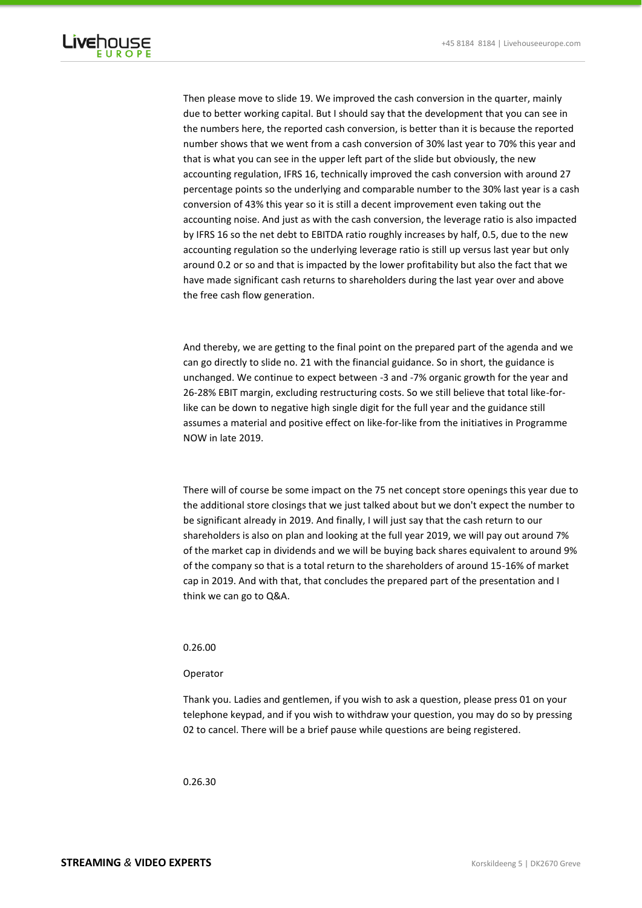Then please move to slide 19. We improved the cash conversion in the quarter, mainly due to better working capital. But I should say that the development that you can see in the numbers here, the reported cash conversion, is better than it is because the reported number shows that we went from a cash conversion of 30% last year to 70% this year and that is what you can see in the upper left part of the slide but obviously, the new accounting regulation, IFRS 16, technically improved the cash conversion with around 27 percentage points so the underlying and comparable number to the 30% last year is a cash conversion of 43% this year so it is still a decent improvement even taking out the accounting noise. And just as with the cash conversion, the leverage ratio is also impacted by IFRS 16 so the net debt to EBITDA ratio roughly increases by half, 0.5, due to the new accounting regulation so the underlying leverage ratio is still up versus last year but only around 0.2 or so and that is impacted by the lower profitability but also the fact that we have made significant cash returns to shareholders during the last year over and above the free cash flow generation.

And thereby, we are getting to the final point on the prepared part of the agenda and we can go directly to slide no. 21 with the financial guidance. So in short, the guidance is unchanged. We continue to expect between -3 and -7% organic growth for the year and 26-28% EBIT margin, excluding restructuring costs. So we still believe that total like-for-like can be down to negative high single digit for the full year and the guidance still assumes a material and positive effect on like-for-like from the initiatives in Programme NOW in late 2019.

There will of course be some impact on the 75 net concept store openings this year due to the additional store closings that we just talked about but we don't expect the number to be significant already in 2019. And finally, I will just say that the cash return to our shareholders is also on plan and looking at the full year 2019, we will pay out around 7% of the market cap in dividends and we will be buying back shares equivalent to around 9% of the company so that is a total return to the shareholders of around 15-16% of market cap in 2019. And with that, that concludes the prepared part of the presentation and I think we can go to Q&A.

0.26.00

Operator

Thank you. Ladies and gentlemen, if you wish to ask a question, please press 01 on your telephone keypad, and if you wish to withdraw your question, you may do so by pressing 02 to cancel. There will be a brief pause while questions are being registered.

0.26.30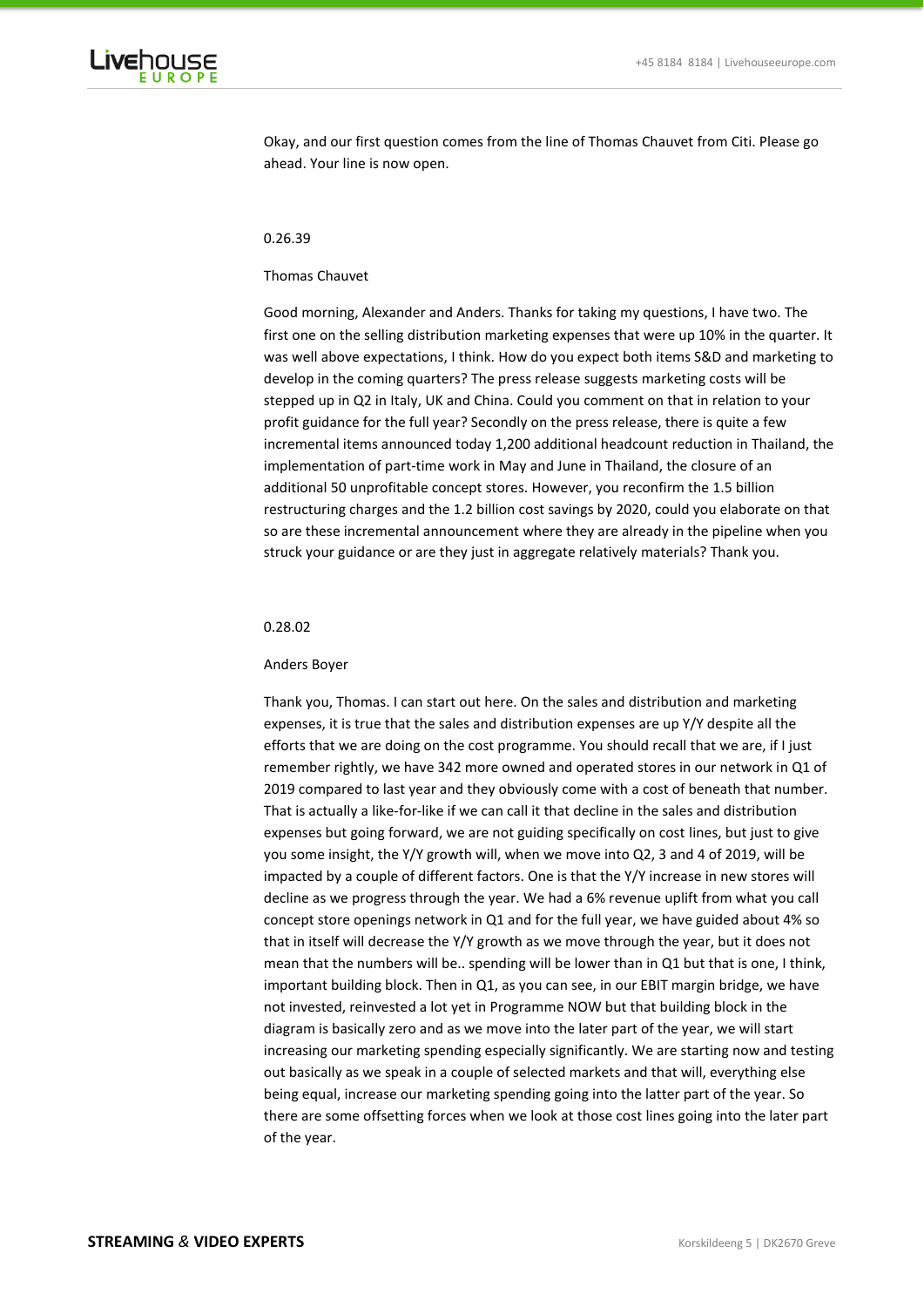Okay, and our first question comes from the line of Thomas Chauvet from Citi. Please go ahead. Your line is now open.

0.26.39

Thomas Chauvet

Good morning, Alexander and Anders. Thanks for taking my questions, I have two. The first one on the selling distribution marketing expenses that were up 10% in the quarter. It was well above expectations, I think. How do you expect both items S&D and marketing to develop in the coming quarters? The press release suggests marketing costs will be stepped up in Q2 in Italy, UK and China. Could you comment on that in relation to your profit guidance for the full year? Secondly on the press release, there is quite a few incremental items announced today 1,200 additional headcount reduction in Thailand, the implementation of part-time work in May and June in Thailand, the closure of an additional 50 unprofitable concept stores. However, you reconfirm the 1.5 billion restructuring charges and the 1.2 billion cost savings by 2020, could you elaborate on that so are these incremental announcement where they are already in the pipeline when you struck your guidance or are they just in aggregate relatively materials? Thank you.

0.28.02

Anders Boyer

Thank you, Thomas. I can start out here. On the sales and distribution and marketing expenses, it is true that the sales and distribution expenses are up Y/Y despite all the efforts that we are doing on the cost programme. You should recall that we are, if I just remember rightly, we have 342 more owned and operated stores in our network in Q1 of 2019 compared to last year and they obviously come with a cost of beneath that number. That is actually a like-for-like if we can call it that decline in the sales and distribution expenses but going forward, we are not guiding specifically on cost lines, but just to give you some insight, the Y/Y growth will, when we move into Q2, 3 and 4 of 2019, will be impacted by a couple of different factors. One is that the Y/Y increase in new stores will decline as we progress through the year. We had a 6% revenue uplift from what you call concept store openings network in Q1 and for the full year, we have guided about 4% so that in itself will decrease the Y/Y growth as we move through the year, but it does not mean that the numbers will be.. spending will be lower than in Q1 but that is one, I think, important building block. Then in Q1, as you can see, in our EBIT margin bridge, we have not invested, reinvested a lot yet in Programme NOW but that building block in the diagram is basically zero and as we move into the later part of the year, we will start increasing our marketing spending especially significantly. We are starting now and testing out basically as we speak in a couple of selected markets and that will, everything else being equal, increase our marketing spending going into the latter part of the year. So there are some offsetting forces when we look at those cost lines going into the later part of the year.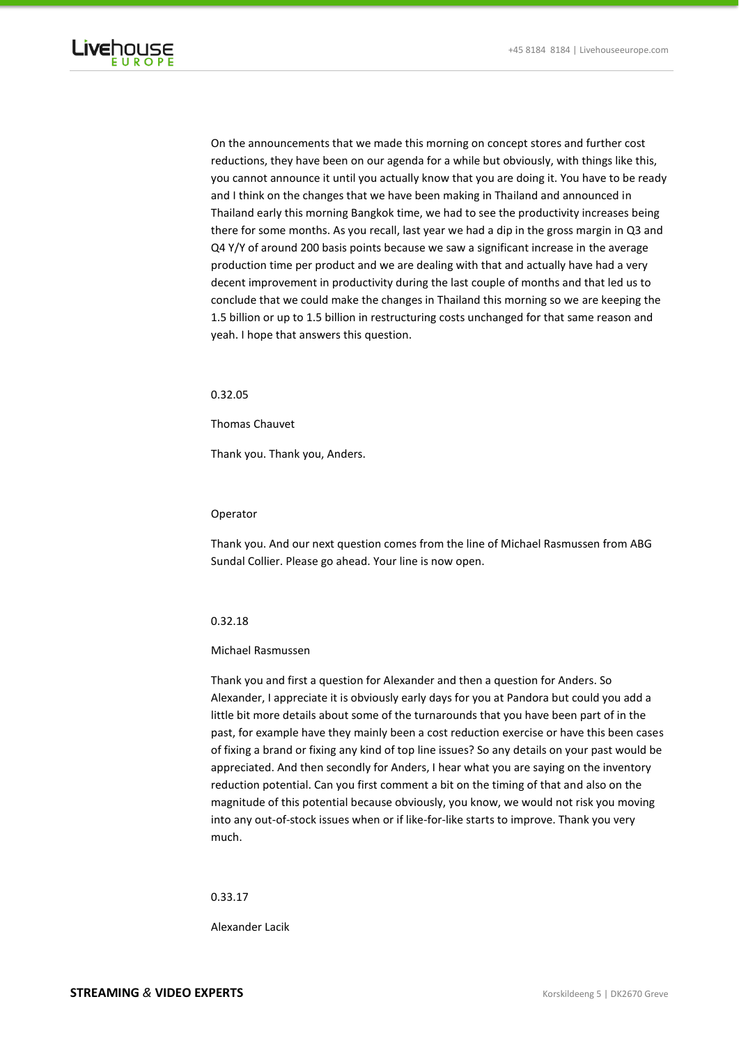On the announcements that we made this morning on concept stores and further cost reductions, they have been on our agenda for a while but obviously, with things like this, you cannot announce it until you actually know that you are doing it. You have to be ready and I think on the changes that we have been making in Thailand and announced in Thailand early this morning Bangkok time, we had to see the productivity increases being there for some months. As you recall, last year we had a dip in the gross margin in Q3 and Q4 Y/Y of around 200 basis points because we saw a significant increase in the average production time per product and we are dealing with that and actually have had a very decent improvement in productivity during the last couple of months and that led us to conclude that we could make the changes in Thailand this morning so we are keeping the 1.5 billion or up to 1.5 billion in restructuring costs unchanged for that same reason and yeah. I hope that answers this question.

0.32.05

Thomas Chauvet

Thank you. Thank you, Anders.

Operator

Thank you. And our next question comes from the line of Michael Rasmussen from ABG Sundal Collier. Please go ahead. Your line is now open.

0.32.18

Michael Rasmussen

Thank you and first a question for Alexander and then a question for Anders. So Alexander, I appreciate it is obviously early days for you at Pandora but could you add a little bit more details about some of the turnarounds that you have been part of in the past, for example have they mainly been a cost reduction exercise or have this been cases of fixing a brand or fixing any kind of top line issues? So any details on your past would be appreciated. And then secondly for Anders, I hear what you are saying on the inventory reduction potential. Can you first comment a bit on the timing of that and also on the magnitude of this potential because obviously, you know, we would not risk you moving into any out-of-stock issues when or if like-for-like starts to improve. Thank you very much.

0.33.17

Alexander Lacik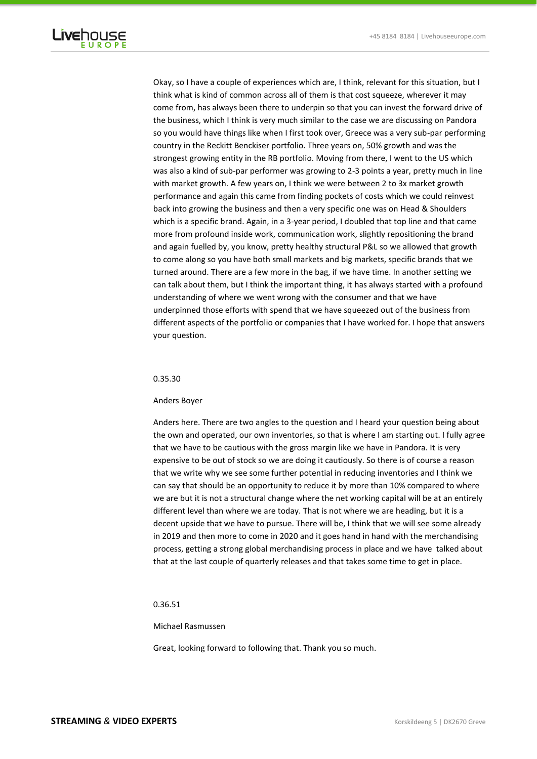Okay, so I have a couple of experiences which are, I think, relevant for this situation, but I think what is kind of common across all of them is that cost squeeze, wherever it may come from, has always been there to underpin so that you can invest the forward drive of the business, which I think is very much similar to the case we are discussing on Pandora so you would have things like when I first took over, Greece was a very sub-par performing country in the Reckitt Benckiser portfolio. Three years on, 50% growth and was the strongest growing entity in the RB portfolio. Moving from there, I went to the US which was also a kind of sub-par performer was growing to 2-3 points a year, pretty much in line with market growth. A few years on, I think we were between 2 to 3x market growth performance and again this came from finding pockets of costs which we could reinvest back into growing the business and then a very specific one was on Head & Shoulders which is a specific brand. Again, in a 3-year period, I doubled that top line and that came more from profound inside work, communication work, slightly repositioning the brand and again fuelled by, you know, pretty healthy structural P&L so we allowed that growth to come along so you have both small markets and big markets, specific brands that we turned around. There are a few more in the bag, if we have time. In another setting we can talk about them, but I think the important thing, it has always started with a profound understanding of where we went wrong with the consumer and that we have underpinned those efforts with spend that we have squeezed out of the business from different aspects of the portfolio or companies that I have worked for. I hope that answers your question.

0.35.30

Anders Boyer

Anders here. There are two angles to the question and I heard your question being about the own and operated, our own inventories, so that is where I am starting out. I fully agree that we have to be cautious with the gross margin like we have in Pandora. It is very expensive to be out of stock so we are doing it cautiously. So there is of course a reason that we write why we see some further potential in reducing inventories and I think we can say that should be an opportunity to reduce it by more than 10% compared to where we are but it is not a structural change where the net working capital will be at an entirely different level than where we are today. That is not where we are heading, but it is a decent upside that we have to pursue. There will be, I think that we will see some already in 2019 and then more to come in 2020 and it goes hand in hand with the merchandising process, getting a strong global merchandising process in place and we have talked about that at the last couple of quarterly releases and that takes some time to get in place.

0.36.51

Michael Rasmussen

Great, looking forward to following that. Thank you so much.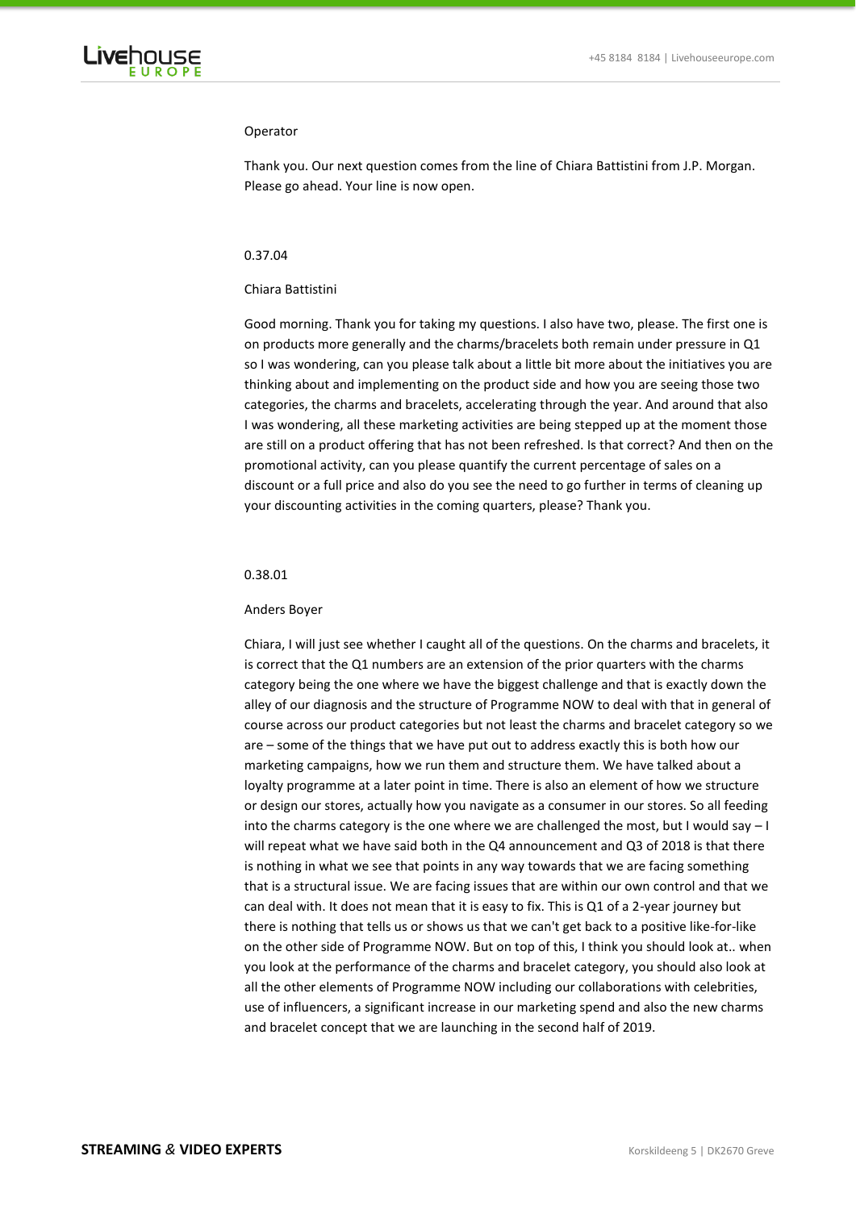Operator

Thank you. Our next question comes from the line of Chiara Battistini from J.P. Morgan. Please go ahead. Your line is now open.

0.37.04

Chiara Battistini

Good morning. Thank you for taking my questions. I also have two, please. The first one is on products more generally and the charms/bracelets both remain under pressure in Q1 so I was wondering, can you please talk about a little bit more about the initiatives you are thinking about and implementing on the product side and how you are seeing those two categories, the charms and bracelets, accelerating through the year. And around that also I was wondering, all these marketing activities are being stepped up at the moment those are still on a product offering that has not been refreshed. Is that correct? And then on the promotional activity, can you please quantify the current percentage of sales on a discount or a full price and also do you see the need to go further in terms of cleaning up your discounting activities in the coming quarters, please? Thank you.

0.38.01

Anders Boyer

Chiara, I will just see whether I caught all of the questions. On the charms and bracelets, it is correct that the Q1 numbers are an extension of the prior quarters with the charms category being the one where we have the biggest challenge and that is exactly down the alley of our diagnosis and the structure of Programme NOW to deal with that in general of course across our product categories but not least the charms and bracelet category so we are – some of the things that we have put out to address exactly this is both how our marketing campaigns, how we run them and structure them. We have talked about a loyalty programme at a later point in time. There is also an element of how we structure or design our stores, actually how you navigate as a consumer in our stores. So all feeding into the charms category is the one where we are challenged the most, but I would say – I will repeat what we have said both in the Q4 announcement and Q3 of 2018 is that there is nothing in what we see that points in any way towards that we are facing something that is a structural issue. We are facing issues that are within our own control and that we can deal with. It does not mean that it is easy to fix. This is Q1 of a 2-year journey but there is nothing that tells us or shows us that we can't get back to a positive like-for-like on the other side of Programme NOW. But on top of this, I think you should look at.. when you look at the performance of the charms and bracelet category, you should also look at all the other elements of Programme NOW including our collaborations with celebrities, use of influencers, a significant increase in our marketing spend and also the new charms and bracelet concept that we are launching in the second half of 2019.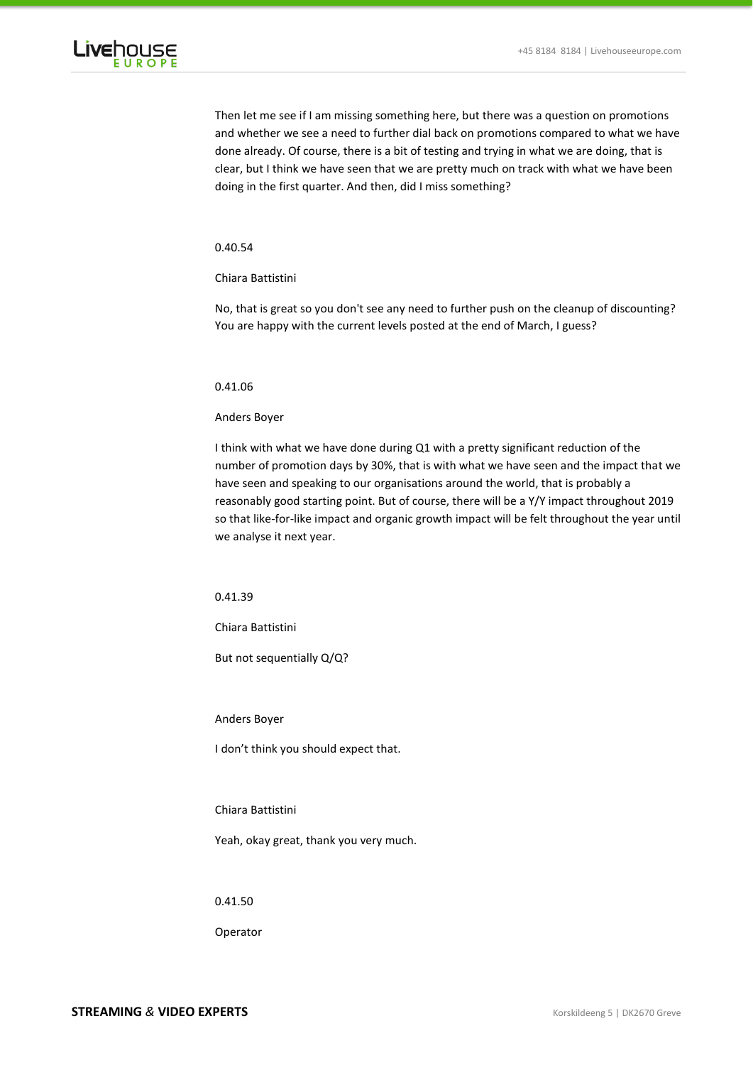Then let me see if I am missing something here, but there was a question on promotions and whether we see a need to further dial back on promotions compared to what we have done already. Of course, there is a bit of testing and trying in what we are doing, that is clear, but I think we have seen that we are pretty much on track with what we have been doing in the first quarter. And then, did I miss something?

0.40.54

Chiara Battistini

No, that is great so you don't see any need to further push on the cleanup of discounting? You are happy with the current levels posted at the end of March, I guess?

0.41.06

Anders Boyer

I think with what we have done during Q1 with a pretty significant reduction of the number of promotion days by 30%, that is with what we have seen and the impact that we have seen and speaking to our organisations around the world, that is probably a reasonably good starting point. But of course, there will be a Y/Y impact throughout 2019 so that like-for-like impact and organic growth impact will be felt throughout the year until we analyse it next year.

0.41.39

Chiara Battistini

But not sequentially Q/Q?

Anders Boyer

I don't think you should expect that.

Chiara Battistini

Yeah, okay great, thank you very much.

0.41.50

Operator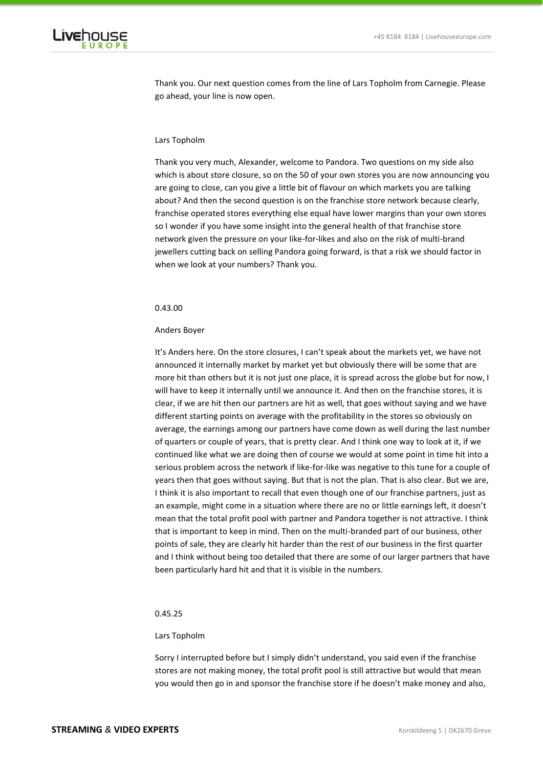Thank you. Our next question comes from the line of Lars Topholm from Carnegie. Please go ahead, your line is now open.

Lars Topholm

Thank you very much, Alexander, welcome to Pandora. Two questions on my side also which is about store closure, so on the 50 of your own stores you are now announcing you are going to close, can you give a little bit of flavour on which markets you are talking about? And then the second question is on the franchise store network because clearly, franchise operated stores everything else equal have lower margins than your own stores so I wonder if you have some insight into the general health of that franchise store network given the pressure on your like-for-likes and also on the risk of multi-brand jewellers cutting back on selling Pandora going forward, is that a risk we should factor in when we look at your numbers? Thank you.

0.43.00

Anders Boyer

It's Anders here. On the store closures, I can't speak about the markets yet, we have not announced it internally market by market yet but obviously there will be some that are more hit than others but it is not just one place, it is spread across the globe but for now, I will have to keep it internally until we announce it. And then on the franchise stores, it is clear, if we are hit then our partners are hit as well, that goes without saying and we have different starting points on average with the profitability in the stores so obviously on average, the earnings among our partners have come down as well during the last number of quarters or couple of years, that is pretty clear. And I think one way to look at it, if we continued like what we are doing then of course we would at some point in time hit into a serious problem across the network if like-for-like was negative to this tune for a couple of years then that goes without saying. But that is not the plan. That is also clear. But we are, I think it is also important to recall that even though one of our franchise partners, just as an example, might come in a situation where there are no or little earnings left, it doesn't mean that the total profit pool with partner and Pandora together is not attractive. I think that is important to keep in mind. Then on the multi-branded part of our business, other points of sale, they are clearly hit harder than the rest of our business in the first quarter and I think without being too detailed that there are some of our larger partners that have been particularly hard hit and that it is visible in the numbers.

0.45.25

Lars Topholm

Sorry I interrupted before but I simply didn't understand, you said even if the franchise stores are not making money, the total profit pool is still attractive but would that mean you would then go in and sponsor the franchise store if he doesn't make money and also,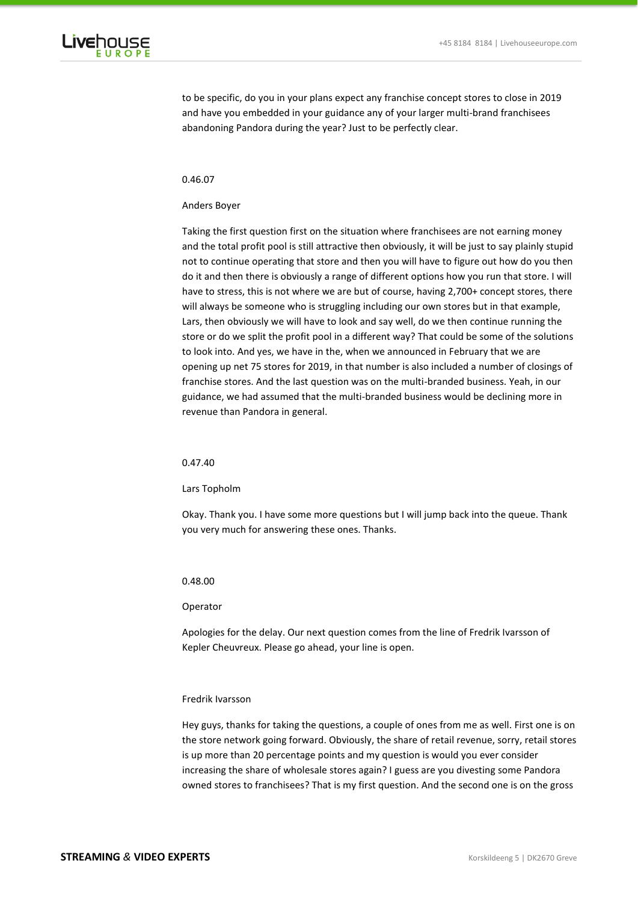to be specific, do you in your plans expect any franchise concept stores to close in 2019 and have you embedded in your guidance any of your larger multi-brand franchisees abandoning Pandora during the year? Just to be perfectly clear.

0.46.07

Anders Boyer

Taking the first question first on the situation where franchisees are not earning money and the total profit pool is still attractive then obviously, it will be just to say plainly stupid not to continue operating that store and then you will have to figure out how do you then do it and then there is obviously a range of different options how you run that store. I will have to stress, this is not where we are but of course, having 2,700+ concept stores, there will always be someone who is struggling including our own stores but in that example, Lars, then obviously we will have to look and say well, do we then continue running the store or do we split the profit pool in a different way? That could be some of the solutions to look into. And yes, we have in the, when we announced in February that we are opening up net 75 stores for 2019, in that number is also included a number of closings of franchise stores. And the last question was on the multi-branded business. Yeah, in our guidance, we had assumed that the multi-branded business would be declining more in revenue than Pandora in general.

0.47.40

Lars Topholm

Okay. Thank you. I have some more questions but I will jump back into the queue. Thank you very much for answering these ones. Thanks.

0.48.00

Operator

Apologies for the delay. Our next question comes from the line of Fredrik Ivarsson of Kepler Cheuvreux. Please go ahead, your line is open.

Fredrik Ivarsson

Hey guys, thanks for taking the questions, a couple of ones from me as well. First one is on the store network going forward. Obviously, the share of retail revenue, sorry, retail stores is up more than 20 percentage points and my question is would you ever consider increasing the share of wholesale stores again? I guess are you divesting some Pandora owned stores to franchisees? That is my first question. And the second one is on the gross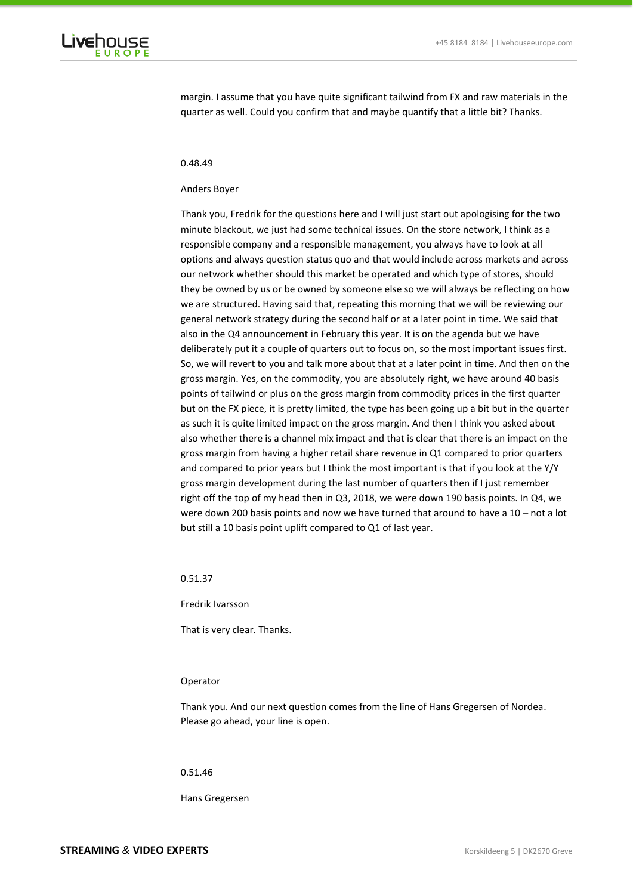margin. I assume that you have quite significant tailwind from FX and raw materials in the quarter as well. Could you confirm that and maybe quantify that a little bit? Thanks.

0.48.49

Anders Boyer

Thank you, Fredrik for the questions here and I will just start out apologising for the two minute blackout, we just had some technical issues. On the store network, I think as a responsible company and a responsible management, you always have to look at all options and always question status quo and that would include across markets and across our network whether should this market be operated and which type of stores, should they be owned by us or be owned by someone else so we will always be reflecting on how we are structured. Having said that, repeating this morning that we will be reviewing our general network strategy during the second half or at a later point in time. We said that also in the Q4 announcement in February this year. It is on the agenda but we have deliberately put it a couple of quarters out to focus on, so the most important issues first. So, we will revert to you and talk more about that at a later point in time. And then on the gross margin. Yes, on the commodity, you are absolutely right, we have around 40 basis points of tailwind or plus on the gross margin from commodity prices in the first quarter but on the FX piece, it is pretty limited, the type has been going up a bit but in the quarter as such it is quite limited impact on the gross margin. And then I think you asked about also whether there is a channel mix impact and that is clear that there is an impact on the gross margin from having a higher retail share revenue in Q1 compared to prior quarters and compared to prior years but I think the most important is that if you look at the Y/Y gross margin development during the last number of quarters then if I just remember right off the top of my head then in Q3, 2018, we were down 190 basis points. In Q4, we were down 200 basis points and now we have turned that around to have a 10 – not a lot but still a 10 basis point uplift compared to Q1 of last year.

0.51.37

Fredrik Ivarsson

That is very clear. Thanks.

Operator

Thank you. And our next question comes from the line of Hans Gregersen of Nordea. Please go ahead, your line is open.

0.51.46

Hans Gregersen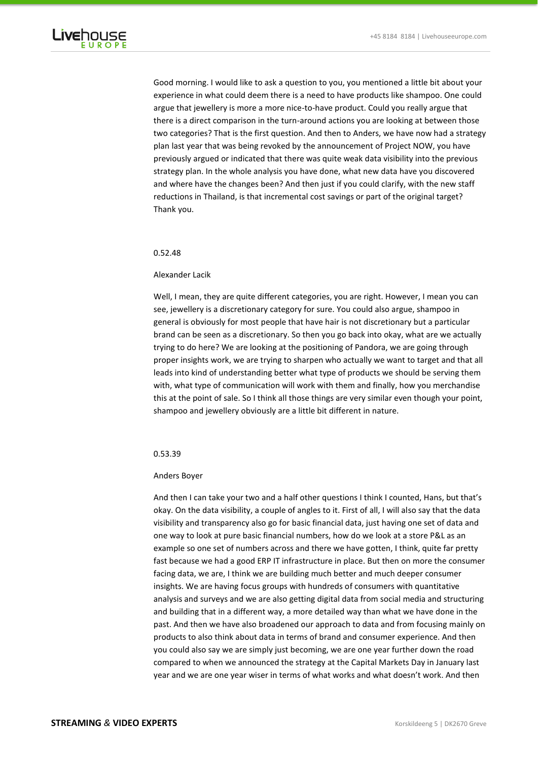Good morning. I would like to ask a question to you, you mentioned a little bit about your experience in what could deem there is a need to have products like shampoo. One could argue that jewellery is more a more nice-to-have product. Could you really argue that there is a direct comparison in the turn-around actions you are looking at between those two categories? That is the first question. And then to Anders, we have now had a strategy plan last year that was being revoked by the announcement of Project NOW, you have previously argued or indicated that there was quite weak data visibility into the previous strategy plan. In the whole analysis you have done, what new data have you discovered and where have the changes been? And then just if you could clarify, with the new staff reductions in Thailand, is that incremental cost savings or part of the original target? Thank you.

0.52.48

Alexander Lacik

Well, I mean, they are quite different categories, you are right. However, I mean you can see, jewellery is a discretionary category for sure. You could also argue, shampoo in general is obviously for most people that have hair is not discretionary but a particular brand can be seen as a discretionary. So then you go back into okay, what are we actually trying to do here? We are looking at the positioning of Pandora, we are going through proper insights work, we are trying to sharpen who actually we want to target and that all leads into kind of understanding better what type of products we should be serving them with, what type of communication will work with them and finally, how you merchandise this at the point of sale. So I think all those things are very similar even though your point, shampoo and jewellery obviously are a little bit different in nature.

0.53.39

Anders Boyer

And then I can take your two and a half other questions I think I counted, Hans, but that's okay. On the data visibility, a couple of angles to it. First of all, I will also say that the data visibility and transparency also go for basic financial data, just having one set of data and one way to look at pure basic financial numbers, how do we look at a store P&L as an example so one set of numbers across and there we have gotten, I think, quite far pretty fast because we had a good ERP IT infrastructure in place. But then on more the consumer facing data, we are, I think we are building much better and much deeper consumer insights. We are having focus groups with hundreds of consumers with quantitative analysis and surveys and we are also getting digital data from social media and structuring and building that in a different way, a more detailed way than what we have done in the past. And then we have also broadened our approach to data and from focusing mainly on products to also think about data in terms of brand and consumer experience. And then you could also say we are simply just becoming, we are one year further down the road compared to when we announced the strategy at the Capital Markets Day in January last year and we are one year wiser in terms of what works and what doesn't work. And then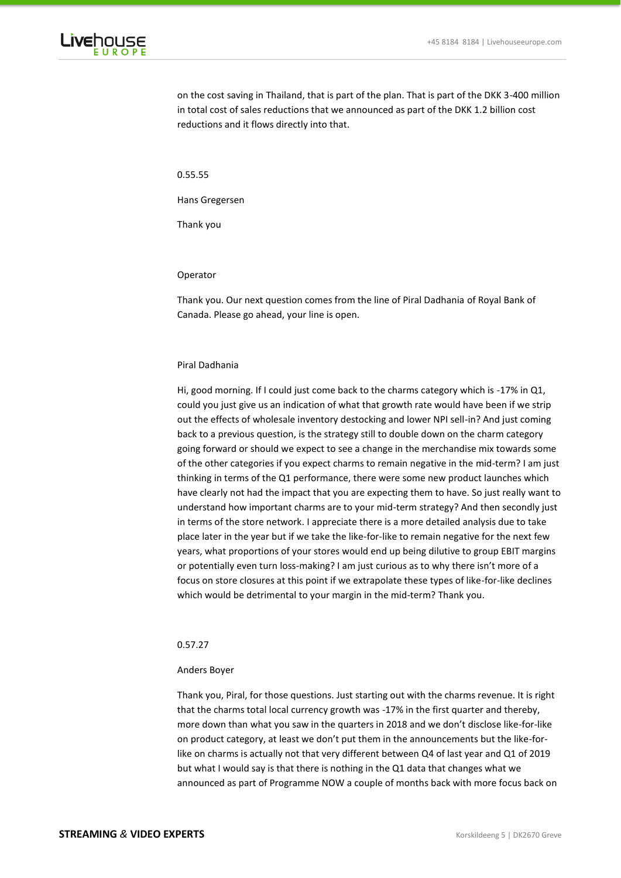on the cost saving in Thailand, that is part of the plan. That is part of the DKK 3-400 million in total cost of sales reductions that we announced as part of the DKK 1.2 billion cost reductions and it flows directly into that.

0.55.55

Hans Gregersen

Thank you

Operator

Thank you. Our next question comes from the line of Piral Dadhania of Royal Bank of Canada. Please go ahead, your line is open.

Piral Dadhania

Hi, good morning. If I could just come back to the charms category which is -17% in Q1, could you just give us an indication of what that growth rate would have been if we strip out the effects of wholesale inventory destocking and lower NPI sell-in? And just coming back to a previous question, is the strategy still to double down on the charm category going forward or should we expect to see a change in the merchandise mix towards some of the other categories if you expect charms to remain negative in the mid-term? I am just thinking in terms of the Q1 performance, there were some new product launches which have clearly not had the impact that you are expecting them to have. So just really want to understand how important charms are to your mid-term strategy? And then secondly just in terms of the store network. I appreciate there is a more detailed analysis due to take place later in the year but if we take the like-for-like to remain negative for the next few years, what proportions of your stores would end up being dilutive to group EBIT margins or potentially even turn loss-making? I am just curious as to why there isn't more of a focus on store closures at this point if we extrapolate these types of like-for-like declines which would be detrimental to your margin in the mid-term? Thank you.

0.57.27

Anders Boyer

Thank you, Piral, for those questions. Just starting out with the charms revenue. It is right that the charms total local currency growth was -17% in the first quarter and thereby, more down than what you saw in the quarters in 2018 and we don't disclose like-for-like on product category, at least we don't put them in the announcements but the like-for-like on charms is actually not that very different between Q4 of last year and Q1 of 2019 but what I would say is that there is nothing in the Q1 data that changes what we announced as part of Programme NOW a couple of months back with more focus back on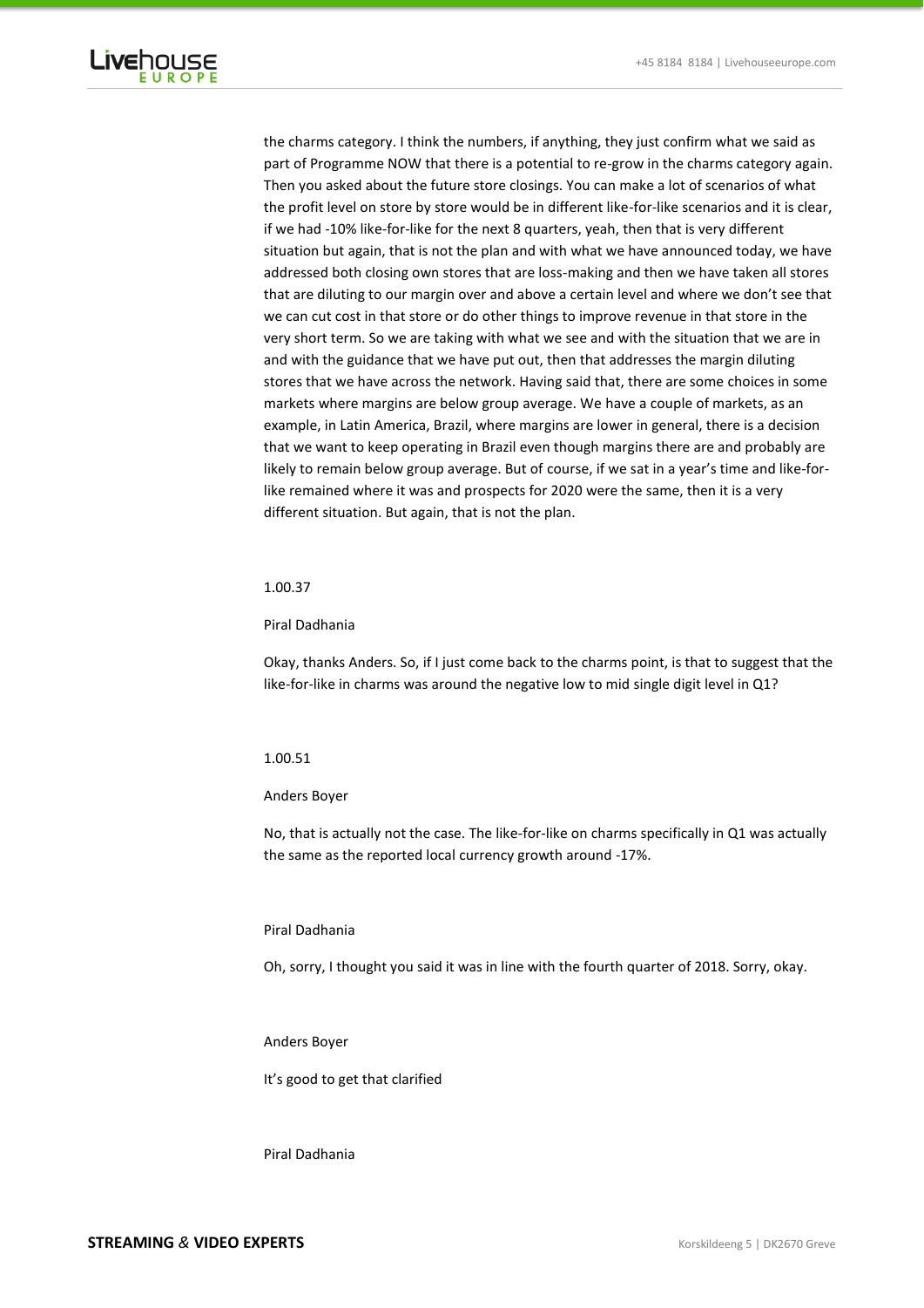the charms category. I think the numbers, if anything, they just confirm what we said as part of Programme NOW that there is a potential to re-grow in the charms category again. Then you asked about the future store closings. You can make a lot of scenarios of what the profit level on store by store would be in different like-for-like scenarios and it is clear, if we had -10% like-for-like for the next 8 quarters, yeah, then that is very different situation but again, that is not the plan and with what we have announced today, we have addressed both closing own stores that are loss-making and then we have taken all stores that are diluting to our margin over and above a certain level and where we don't see that we can cut cost in that store or do other things to improve revenue in that store in the very short term. So we are taking with what we see and with the situation that we are in and with the guidance that we have put out, then that addresses the margin diluting stores that we have across the network. Having said that, there are some choices in some markets where margins are below group average. We have a couple of markets, as an example, in Latin America, Brazil, where margins are lower in general, there is a decision that we want to keep operating in Brazil even though margins there are and probably are likely to remain below group average. But of course, if we sat in a year's time and like-for-like remained where it was and prospects for 2020 were the same, then it is a very different situation. But again, that is not the plan.

1.00.37

Piral Dadhania

Okay, thanks Anders. So, if I just come back to the charms point, is that to suggest that the like-for-like in charms was around the negative low to mid single digit level in Q1?

1.00.51

Anders Boyer

No, that is actually not the case. The like-for-like on charms specifically in Q1 was actually the same as the reported local currency growth around -17%.

Piral Dadhania

Oh, sorry, I thought you said it was in line with the fourth quarter of 2018. Sorry, okay.

Anders Boyer

It's good to get that clarified

Piral Dadhania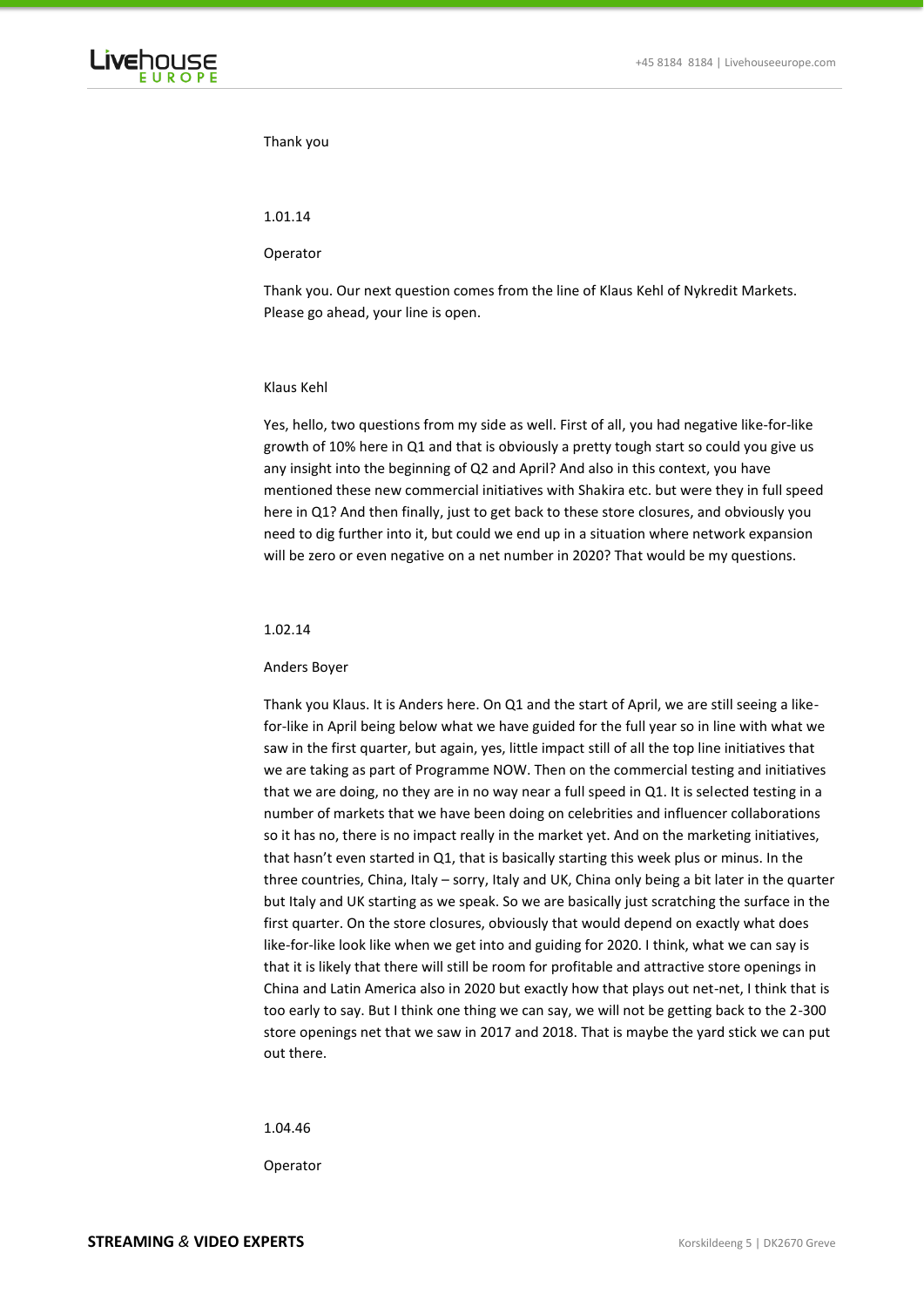Thank you

1.01.14

Operator

Thank you. Our next question comes from the line of Klaus Kehl of Nykredit Markets. Please go ahead, your line is open.

Klaus Kehl

Yes, hello, two questions from my side as well. First of all, you had negative like-for-like growth of 10% here in Q1 and that is obviously a pretty tough start so could you give us any insight into the beginning of Q2 and April? And also in this context, you have mentioned these new commercial initiatives with Shakira etc. but were they in full speed here in Q1? And then finally, just to get back to these store closures, and obviously you need to dig further into it, but could we end up in a situation where network expansion will be zero or even negative on a net number in 2020? That would be my questions.

1.02.14

Anders Boyer

Thank you Klaus. It is Anders here. On Q1 and the start of April, we are still seeing a like-for-like in April being below what we have guided for the full year so in line with what we saw in the first quarter, but again, yes, little impact still of all the top line initiatives that we are taking as part of Programme NOW. Then on the commercial testing and initiatives that we are doing, no they are in no way near a full speed in Q1. It is selected testing in a number of markets that we have been doing on celebrities and influencer collaborations so it has no, there is no impact really in the market yet. And on the marketing initiatives, that hasn't even started in Q1, that is basically starting this week plus or minus. In the three countries, China, Italy – sorry, Italy and UK, China only being a bit later in the quarter but Italy and UK starting as we speak. So we are basically just scratching the surface in the first quarter. On the store closures, obviously that would depend on exactly what does like-for-like look like when we get into and guiding for 2020. I think, what we can say is that it is likely that there will still be room for profitable and attractive store openings in China and Latin America also in 2020 but exactly how that plays out net-net, I think that is too early to say. But I think one thing we can say, we will not be getting back to the 2-300 store openings net that we saw in 2017 and 2018. That is maybe the yard stick we can put out there.

1.04.46

Operator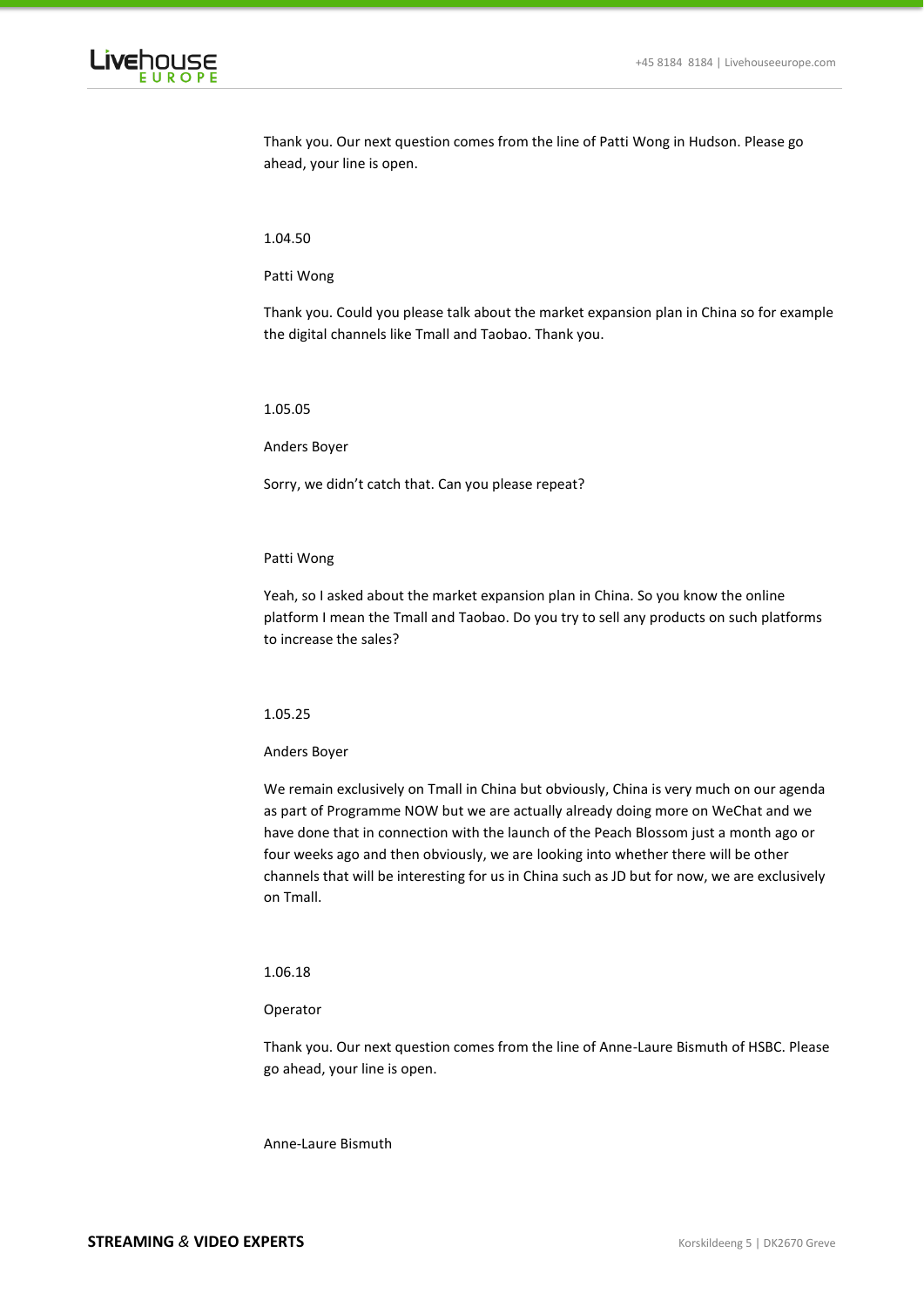Thank you. Our next question comes from the line of Patti Wong in Hudson. Please go ahead, your line is open.

1.04.50

Patti Wong

Thank you. Could you please talk about the market expansion plan in China so for example the digital channels like Tmall and Taobao. Thank you.

1.05.05

Anders Boyer

Sorry, we didn't catch that. Can you please repeat?

Patti Wong

Yeah, so I asked about the market expansion plan in China. So you know the online platform I mean the Tmall and Taobao. Do you try to sell any products on such platforms to increase the sales?

1.05.25

Anders Boyer

We remain exclusively on Tmall in China but obviously, China is very much on our agenda as part of Programme NOW but we are actually already doing more on WeChat and we have done that in connection with the launch of the Peach Blossom just a month ago or four weeks ago and then obviously, we are looking into whether there will be other channels that will be interesting for us in China such as JD but for now, we are exclusively on Tmall.

1.06.18

Operator

Thank you. Our next question comes from the line of Anne-Laure Bismuth of HSBC. Please go ahead, your line is open.

Anne-Laure Bismuth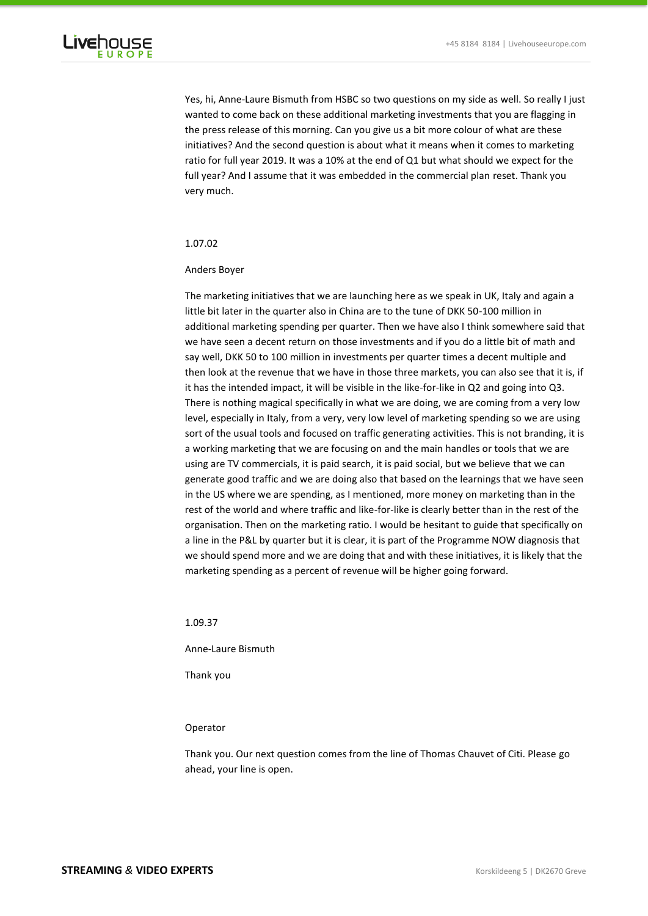Yes, hi, Anne-Laure Bismuth from HSBC so two questions on my side as well. So really I just wanted to come back on these additional marketing investments that you are flagging in the press release of this morning. Can you give us a bit more colour of what are these initiatives? And the second question is about what it means when it comes to marketing ratio for full year 2019. It was a 10% at the end of Q1 but what should we expect for the full year? And I assume that it was embedded in the commercial plan reset. Thank you very much.

1.07.02

Anders Boyer

The marketing initiatives that we are launching here as we speak in UK, Italy and again a little bit later in the quarter also in China are to the tune of DKK 50-100 million in additional marketing spending per quarter. Then we have also I think somewhere said that we have seen a decent return on those investments and if you do a little bit of math and say well, DKK 50 to 100 million in investments per quarter times a decent multiple and then look at the revenue that we have in those three markets, you can also see that it is, if it has the intended impact, it will be visible in the like-for-like in Q2 and going into Q3. There is nothing magical specifically in what we are doing, we are coming from a very low level, especially in Italy, from a very, very low level of marketing spending so we are using sort of the usual tools and focused on traffic generating activities. This is not branding, it is a working marketing that we are focusing on and the main handles or tools that we are using are TV commercials, it is paid search, it is paid social, but we believe that we can generate good traffic and we are doing also that based on the learnings that we have seen in the US where we are spending, as I mentioned, more money on marketing than in the rest of the world and where traffic and like-for-like is clearly better than in the rest of the organisation. Then on the marketing ratio. I would be hesitant to guide that specifically on a line in the P&L by quarter but it is clear, it is part of the Programme NOW diagnosis that we should spend more and we are doing that and with these initiatives, it is likely that the marketing spending as a percent of revenue will be higher going forward.

1.09.37

Anne-Laure Bismuth

Thank you

Operator

Thank you. Our next question comes from the line of Thomas Chauvet of Citi. Please go ahead, your line is open.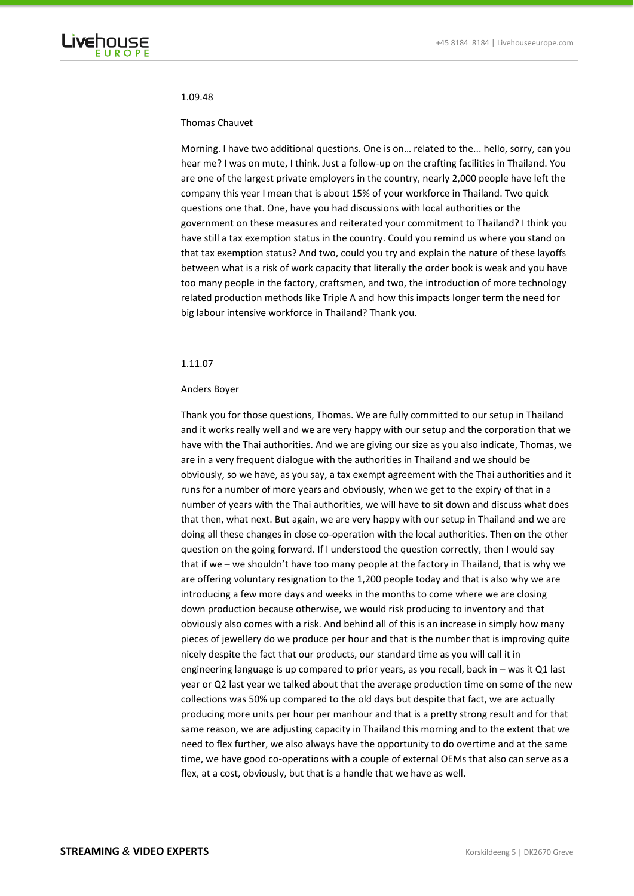1.09.48

Thomas Chauvet

Morning. I have two additional questions. One is on… related to the... hello, sorry, can you hear me? I was on mute, I think. Just a follow-up on the crafting facilities in Thailand. You are one of the largest private employers in the country, nearly 2,000 people have left the company this year I mean that is about 15% of your workforce in Thailand. Two quick questions one that. One, have you had discussions with local authorities or the government on these measures and reiterated your commitment to Thailand? I think you have still a tax exemption status in the country. Could you remind us where you stand on that tax exemption status? And two, could you try and explain the nature of these layoffs between what is a risk of work capacity that literally the order book is weak and you have too many people in the factory, craftsmen, and two, the introduction of more technology related production methods like Triple A and how this impacts longer term the need for big labour intensive workforce in Thailand? Thank you.

1.11.07

Anders Boyer

Thank you for those questions, Thomas. We are fully committed to our setup in Thailand and it works really well and we are very happy with our setup and the corporation that we have with the Thai authorities. And we are giving our size as you also indicate, Thomas, we are in a very frequent dialogue with the authorities in Thailand and we should be obviously, so we have, as you say, a tax exempt agreement with the Thai authorities and it runs for a number of more years and obviously, when we get to the expiry of that in a number of years with the Thai authorities, we will have to sit down and discuss what does that then, what next. But again, we are very happy with our setup in Thailand and we are doing all these changes in close co-operation with the local authorities. Then on the other question on the going forward. If I understood the question correctly, then I would say that if we – we shouldn't have too many people at the factory in Thailand, that is why we are offering voluntary resignation to the 1,200 people today and that is also why we are introducing a few more days and weeks in the months to come where we are closing down production because otherwise, we would risk producing to inventory and that obviously also comes with a risk. And behind all of this is an increase in simply how many pieces of jewellery do we produce per hour and that is the number that is improving quite nicely despite the fact that our products, our standard time as you will call it in engineering language is up compared to prior years, as you recall, back in – was it Q1 last year or Q2 last year we talked about that the average production time on some of the new collections was 50% up compared to the old days but despite that fact, we are actually producing more units per hour per manhour and that is a pretty strong result and for that same reason, we are adjusting capacity in Thailand this morning and to the extent that we need to flex further, we also always have the opportunity to do overtime and at the same time, we have good co-operations with a couple of external OEMs that also can serve as a flex, at a cost, obviously, but that is a handle that we have as well.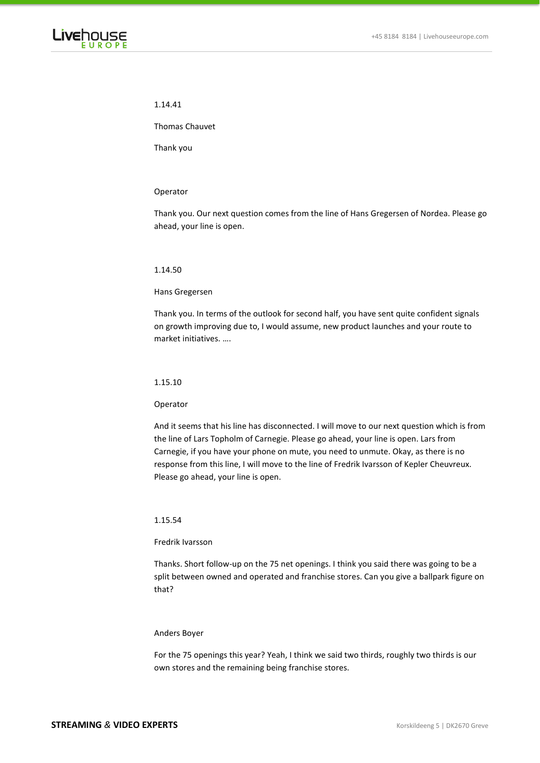1.14.41

Thomas Chauvet

Thank you

Operator

Thank you. Our next question comes from the line of Hans Gregersen of Nordea. Please go ahead, your line is open.

1.14.50

Hans Gregersen

Thank you. In terms of the outlook for second half, you have sent quite confident signals on growth improving due to, I would assume, new product launches and your route to market initiatives. ….

1.15.10

Operator

And it seems that his line has disconnected. I will move to our next question which is from the line of Lars Topholm of Carnegie. Please go ahead, your line is open. Lars from Carnegie, if you have your phone on mute, you need to unmute. Okay, as there is no response from this line, I will move to the line of Fredrik Ivarsson of Kepler Cheuvreux. Please go ahead, your line is open.

1.15.54

Fredrik Ivarsson

Thanks. Short follow-up on the 75 net openings. I think you said there was going to be a split between owned and operated and franchise stores. Can you give a ballpark figure on that?

Anders Boyer

For the 75 openings this year? Yeah, I think we said two thirds, roughly two thirds is our own stores and the remaining being franchise stores.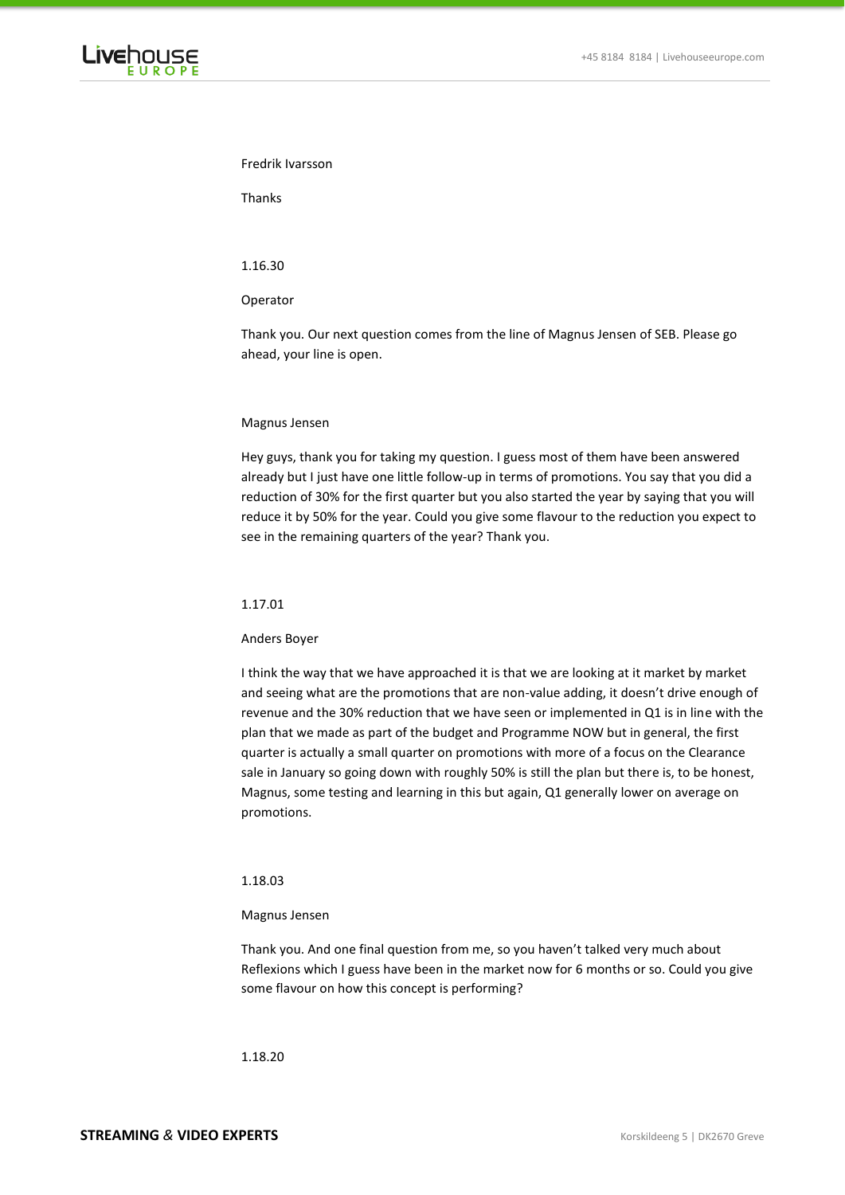Fredrik Ivarsson

Thanks

1.16.30

Operator

Thank you. Our next question comes from the line of Magnus Jensen of SEB. Please go ahead, your line is open.

Magnus Jensen

Hey guys, thank you for taking my question. I guess most of them have been answered already but I just have one little follow-up in terms of promotions. You say that you did a reduction of 30% for the first quarter but you also started the year by saying that you will reduce it by 50% for the year. Could you give some flavour to the reduction you expect to see in the remaining quarters of the year? Thank you.

1.17.01

Anders Boyer

I think the way that we have approached it is that we are looking at it market by market and seeing what are the promotions that are non-value adding, it doesn't drive enough of revenue and the 30% reduction that we have seen or implemented in Q1 is in line with the plan that we made as part of the budget and Programme NOW but in general, the first quarter is actually a small quarter on promotions with more of a focus on the Clearance sale in January so going down with roughly 50% is still the plan but there is, to be honest, Magnus, some testing and learning in this but again, Q1 generally lower on average on promotions.

1.18.03

Magnus Jensen

Thank you. And one final question from me, so you haven't talked very much about Reflexions which I guess have been in the market now for 6 months or so. Could you give some flavour on how this concept is performing?

1.18.20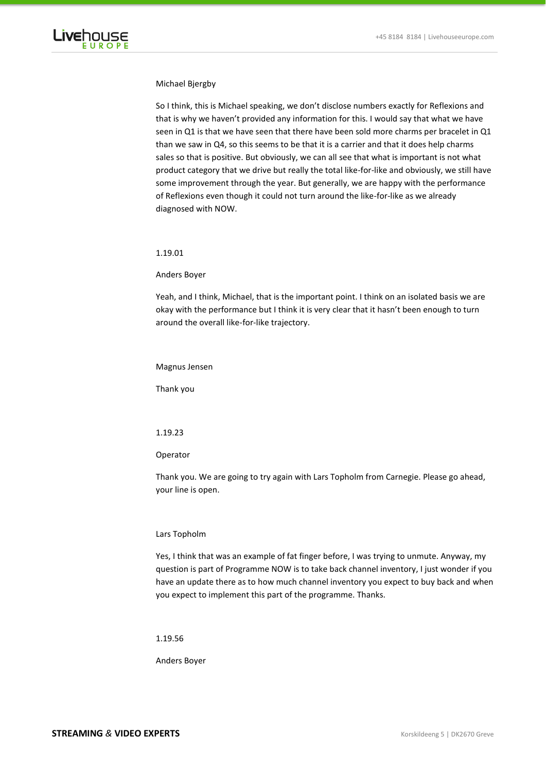Michael Bjergby

So I think, this is Michael speaking, we don't disclose numbers exactly for Reflexions and that is why we haven't provided any information for this. I would say that what we have seen in Q1 is that we have seen that there have been sold more charms per bracelet in Q1 than we saw in Q4, so this seems to be that it is a carrier and that it does help charms sales so that is positive. But obviously, we can all see that what is important is not what product category that we drive but really the total like-for-like and obviously, we still have some improvement through the year. But generally, we are happy with the performance of Reflexions even though it could not turn around the like-for-like as we already diagnosed with NOW.

1.19.01

Anders Boyer

Yeah, and I think, Michael, that is the important point. I think on an isolated basis we are okay with the performance but I think it is very clear that it hasn't been enough to turn around the overall like-for-like trajectory.

Magnus Jensen

Thank you

1.19.23

Operator

Thank you. We are going to try again with Lars Topholm from Carnegie. Please go ahead, your line is open.

Lars Topholm

Yes, I think that was an example of fat finger before, I was trying to unmute. Anyway, my question is part of Programme NOW is to take back channel inventory, I just wonder if you have an update there as to how much channel inventory you expect to buy back and when you expect to implement this part of the programme. Thanks.

1.19.56

Anders Boyer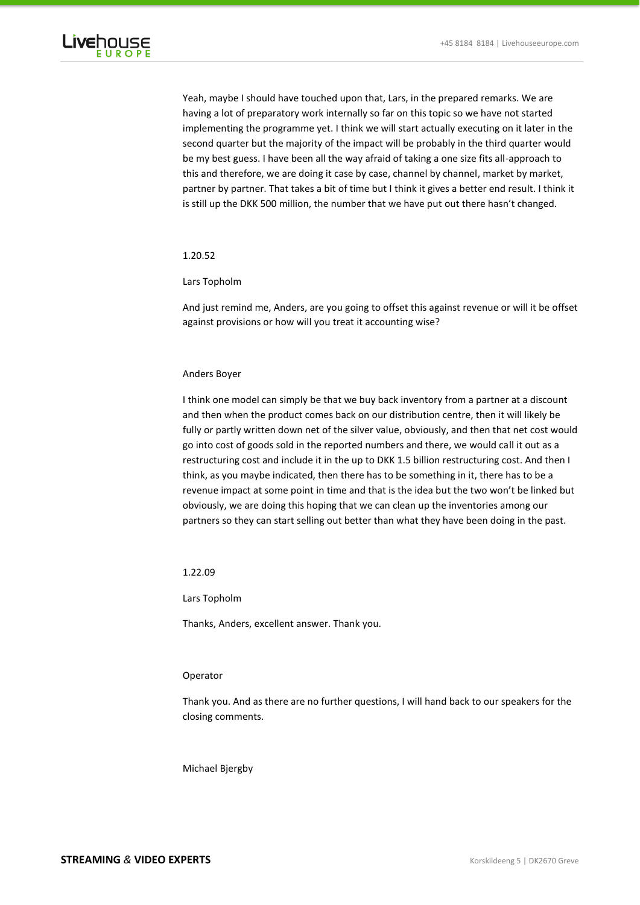Yeah, maybe I should have touched upon that, Lars, in the prepared remarks. We are having a lot of preparatory work internally so far on this topic so we have not started implementing the programme yet. I think we will start actually executing on it later in the second quarter but the majority of the impact will be probably in the third quarter would be my best guess. I have been all the way afraid of taking a one size fits all-approach to this and therefore, we are doing it case by case, channel by channel, market by market, partner by partner. That takes a bit of time but I think it gives a better end result. I think it is still up the DKK 500 million, the number that we have put out there hasn't changed.

1.20.52

Lars Topholm

And just remind me, Anders, are you going to offset this against revenue or will it be offset against provisions or how will you treat it accounting wise?

Anders Boyer

I think one model can simply be that we buy back inventory from a partner at a discount and then when the product comes back on our distribution centre, then it will likely be fully or partly written down net of the silver value, obviously, and then that net cost would go into cost of goods sold in the reported numbers and there, we would call it out as a restructuring cost and include it in the up to DKK 1.5 billion restructuring cost. And then I think, as you maybe indicated, then there has to be something in it, there has to be a revenue impact at some point in time and that is the idea but the two won't be linked but obviously, we are doing this hoping that we can clean up the inventories among our partners so they can start selling out better than what they have been doing in the past.

1.22.09

Lars Topholm

Thanks, Anders, excellent answer. Thank you.

Operator

Thank you. And as there are no further questions, I will hand back to our speakers for the closing comments.

Michael Bjergby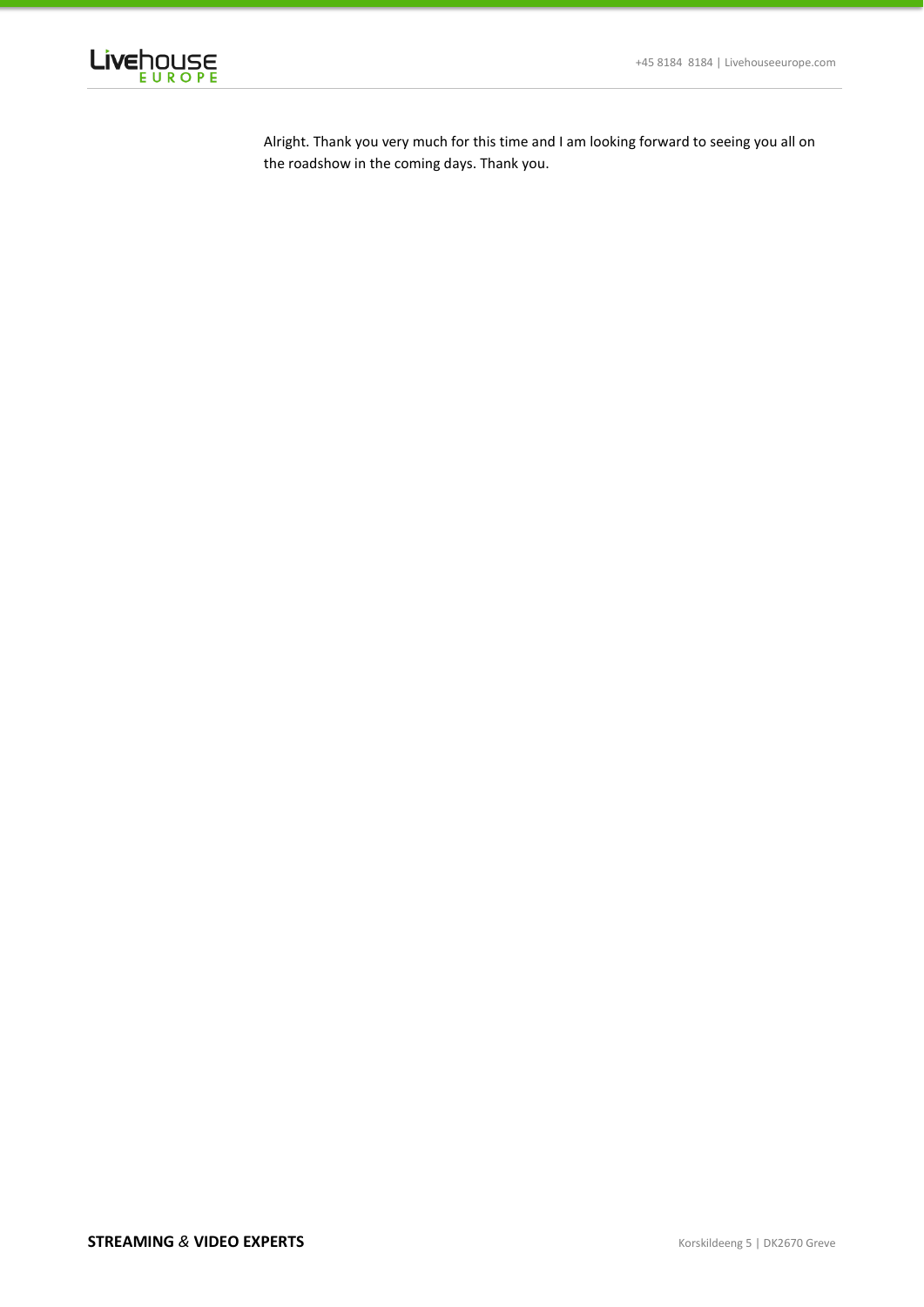Alright. Thank you very much for this time and I am looking forward to seeing you all on the roadshow in the coming days. Thank you.